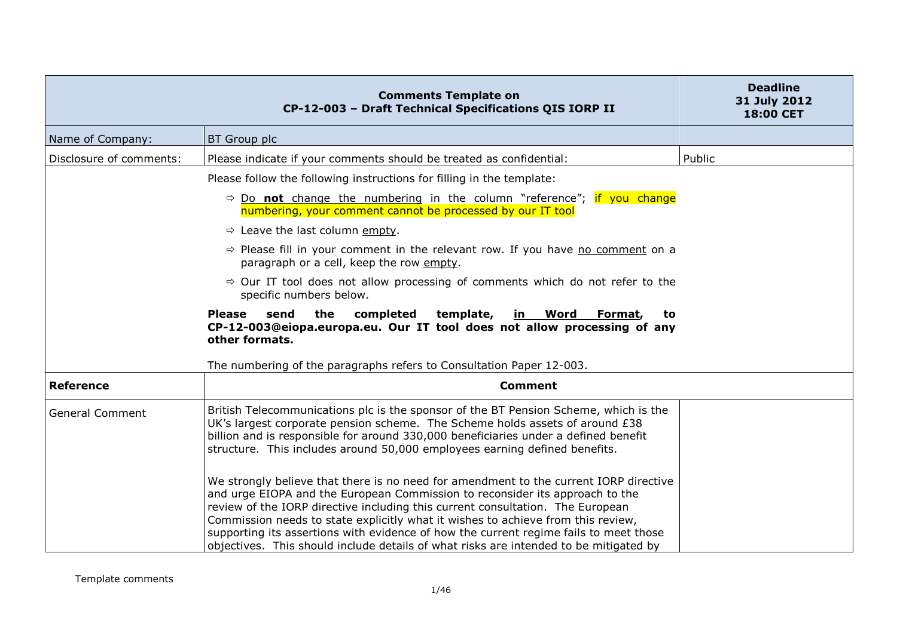| Comments Template on CP-12-003 – Draft Technical Specifications QIS IORP II | | Deadline 31 July 2012 18:00 CET |
|---|---|---|
| Name of Company: | BT Group plc | |
| Disclosure of comments: | Please indicate if your comments should be treated as confidential: | Public |
| | Please follow the following instructions for filling in the template:<br>⇨ Do **not** change the numbering in the column "reference"; if you change numbering, your comment cannot be processed by our IT tool<br>⇨ Leave the last column empty.<br>⇨ Please fill in your comment in the relevant row. If you have no comment on a paragraph or a cell, keep the row empty.<br>⇨ Our IT tool does not allow processing of comments which do not refer to the specific numbers below.<br>**Please send the completed template, in Word Format, to CP-12-003@eiopa.europa.eu. Our IT tool does not allow processing of any other formats.**<br>The numbering of the paragraphs refers to Consultation Paper 12-003. | |
| **Reference** | **Comment** | |
| General Comment | British Telecommunications plc is the sponsor of the BT Pension Scheme, which is the UK's largest corporate pension scheme. The Scheme holds assets of around £38 billion and is responsible for around 330,000 beneficiaries under a defined benefit structure. This includes around 50,000 employees earning defined benefits.<br><br>We strongly believe that there is no need for amendment to the current IORP directive and urge EIOPA and the European Commission to reconsider its approach to the review of the IORP directive including this current consultation. The European Commission needs to state explicitly what it wishes to achieve from this review, supporting its assertions with evidence of how the current regime fails to meet those objectives. This should include details of what risks are intended to be mitigated by | |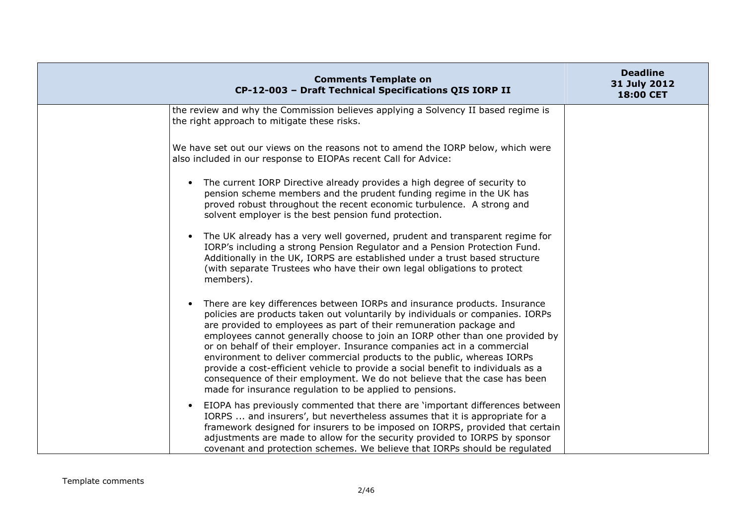| | | |
|---|---|---|
| | the review and why the Commission believes applying a Solvency II based regime is the right approach to mitigate these risks.<br><br>We have set out our views on the reasons not to amend the IORP below, which were also included in our response to EIOPAs recent Call for Advice:<br><br>• The current IORP Directive already provides a high degree of security to pension scheme members and the prudent funding regime in the UK has proved robust throughout the recent economic turbulence. A strong and solvent employer is the best pension fund protection.<br><br>• The UK already has a very well governed, prudent and transparent regime for IORP's including a strong Pension Regulator and a Pension Protection Fund. Additionally in the UK, IORPS are established under a trust based structure (with separate Trustees who have their own legal obligations to protect members).<br><br>• There are key differences between IORPs and insurance products. Insurance policies are products taken out voluntarily by individuals or companies. IORPs are provided to employees as part of their remuneration package and employees cannot generally choose to join an IORP other than one provided by or on behalf of their employer. Insurance companies act in a commercial environment to deliver commercial products to the public, whereas IORPs provide a cost-efficient vehicle to provide a social benefit to individuals as a consequence of their employment. We do not believe that the case has been made for insurance regulation to be applied to pensions.<br><br>• EIOPA has previously commented that there are 'important differences between IORPS ... and insurers', but nevertheless assumes that it is appropriate for a framework designed for insurers to be imposed on IORPS, provided that certain adjustments are made to allow for the security provided to IORPS by sponsor covenant and protection schemes. We believe that IORPs should be regulated | |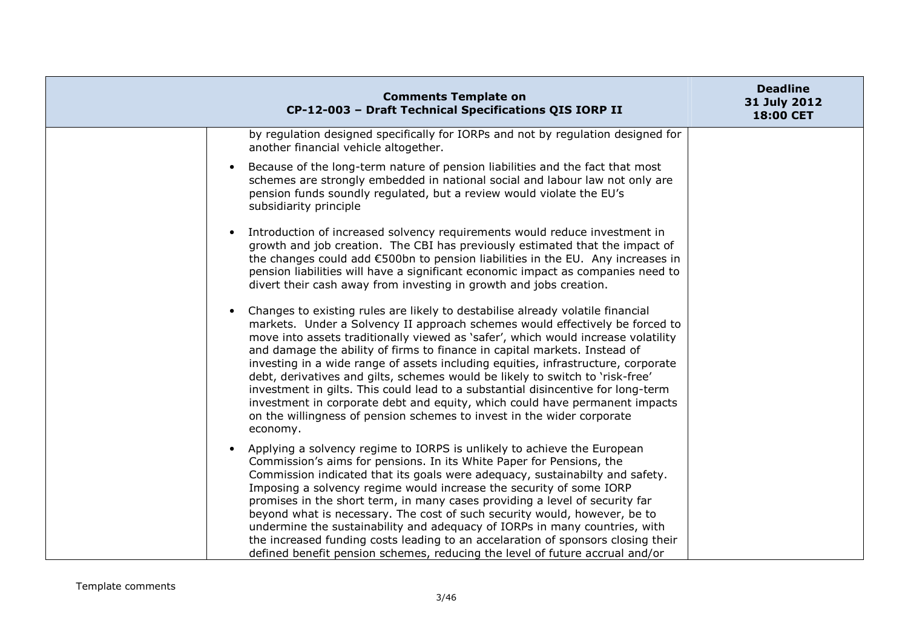| Comments Template on CP-12-003 – Draft Technical Specifications QIS IORP II | | Deadline 31 July 2012 18:00 CET |
|---|---|---|
| | by regulation designed specifically for IORPs and not by regulation designed for another financial vehicle altogether.<br><br>• Because of the long-term nature of pension liabilities and the fact that most schemes are strongly embedded in national social and labour law not only are pension funds soundly regulated, but a review would violate the EU's subsidiarity principle<br><br>• Introduction of increased solvency requirements would reduce investment in growth and job creation. The CBI has previously estimated that the impact of the changes could add €500bn to pension liabilities in the EU. Any increases in pension liabilities will have a significant economic impact as companies need to divert their cash away from investing in growth and jobs creation.<br><br>• Changes to existing rules are likely to destabilise already volatile financial markets. Under a Solvency II approach schemes would effectively be forced to move into assets traditionally viewed as 'safer', which would increase volatility and damage the ability of firms to finance in capital markets. Instead of investing in a wide range of assets including equities, infrastructure, corporate debt, derivatives and gilts, schemes would be likely to switch to 'risk-free' investment in gilts. This could lead to a substantial disincentive for long-term investment in corporate debt and equity, which could have permanent impacts on the willingness of pension schemes to invest in the wider corporate economy.<br><br>• Applying a solvency regime to IORPS is unlikely to achieve the European Commission's aims for pensions. In its White Paper for Pensions, the Commission indicated that its goals were adequacy, sustainabilty and safety. Imposing a solvency regime would increase the security of some IORP promises in the short term, in many cases providing a level of security far beyond what is necessary. The cost of such security would, however, be to undermine the sustainability and adequacy of IORPs in many countries, with the increased funding costs leading to an accelaration of sponsors closing their defined benefit pension schemes, reducing the level of future accrual and/or | |

Template comments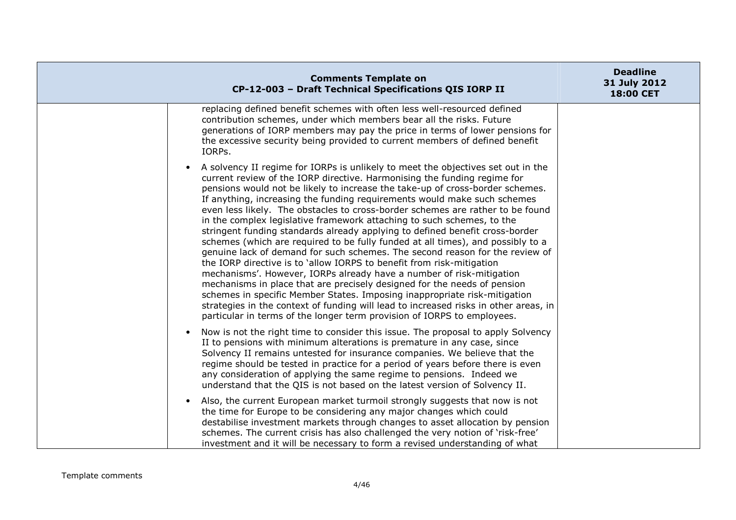| | | |
|---|---|---|
| | replacing defined benefit schemes with often less well-resourced defined contribution schemes, under which members bear all the risks. Future generations of IORP members may pay the price in terms of lower pensions for the excessive security being provided to current members of defined benefit IORPs.<br><br>• A solvency II regime for IORPs is unlikely to meet the objectives set out in the current review of the IORP directive. Harmonising the funding regime for pensions would not be likely to increase the take-up of cross-border schemes. If anything, increasing the funding requirements would make such schemes even less likely. The obstacles to cross-border schemes are rather to be found in the complex legislative framework attaching to such schemes, to the stringent funding standards already applying to defined benefit cross-border schemes (which are required to be fully funded at all times), and possibly to a genuine lack of demand for such schemes. The second reason for the review of the IORP directive is to 'allow IORPS to benefit from risk-mitigation mechanisms'. However, IORPs already have a number of risk-mitigation mechanisms in place that are precisely designed for the needs of pension schemes in specific Member States. Imposing inappropriate risk-mitigation strategies in the context of funding will lead to increased risks in other areas, in particular in terms of the longer term provision of IORPS to employees.<br><br>• Now is not the right time to consider this issue. The proposal to apply Solvency II to pensions with minimum alterations is premature in any case, since Solvency II remains untested for insurance companies. We believe that the regime should be tested in practice for a period of years before there is even any consideration of applying the same regime to pensions. Indeed we understand that the QIS is not based on the latest version of Solvency II.<br><br>• Also, the current European market turmoil strongly suggests that now is not the time for Europe to be considering any major changes which could destabilise investment markets through changes to asset allocation by pension schemes. The current crisis has also challenged the very notion of 'risk-free' investment and it will be necessary to form a revised understanding of what | |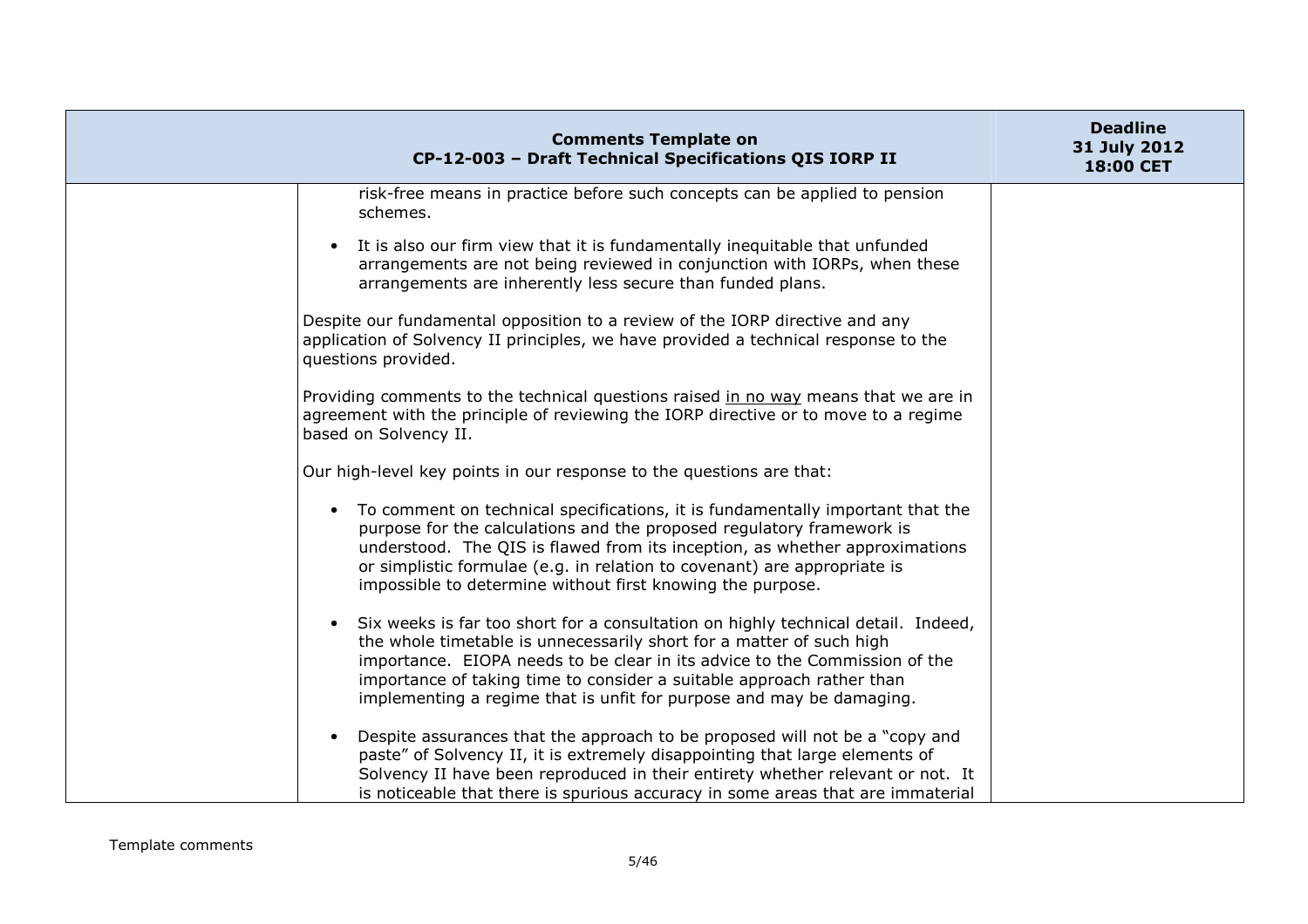| | Comments Template on CP-12-003 – Draft Technical Specifications QIS IORP II | Deadline 31 July 2012 18:00 CET |
|---|---|---|
| | risk-free means in practice before such concepts can be applied to pension schemes.<br><br>• It is also our firm view that it is fundamentally inequitable that unfunded arrangements are not being reviewed in conjunction with IORPs, when these arrangements are inherently less secure than funded plans.<br><br>Despite our fundamental opposition to a review of the IORP directive and any application of Solvency II principles, we have provided a technical response to the questions provided.<br><br>Providing comments to the technical questions raised <u>in no way</u> means that we are in agreement with the principle of reviewing the IORP directive or to move to a regime based on Solvency II.<br><br>Our high-level key points in our response to the questions are that:<br><br>• To comment on technical specifications, it is fundamentally important that the purpose for the calculations and the proposed regulatory framework is understood. The QIS is flawed from its inception, as whether approximations or simplistic formulae (e.g. in relation to covenant) are appropriate is impossible to determine without first knowing the purpose.<br><br>• Six weeks is far too short for a consultation on highly technical detail. Indeed, the whole timetable is unnecessarily short for a matter of such high importance. EIOPA needs to be clear in its advice to the Commission of the importance of taking time to consider a suitable approach rather than implementing a regime that is unfit for purpose and may be damaging.<br><br>• Despite assurances that the approach to be proposed will not be a "copy and paste" of Solvency II, it is extremely disappointing that large elements of Solvency II have been reproduced in their entirety whether relevant or not. It is noticeable that there is spurious accuracy in some areas that are immaterial | |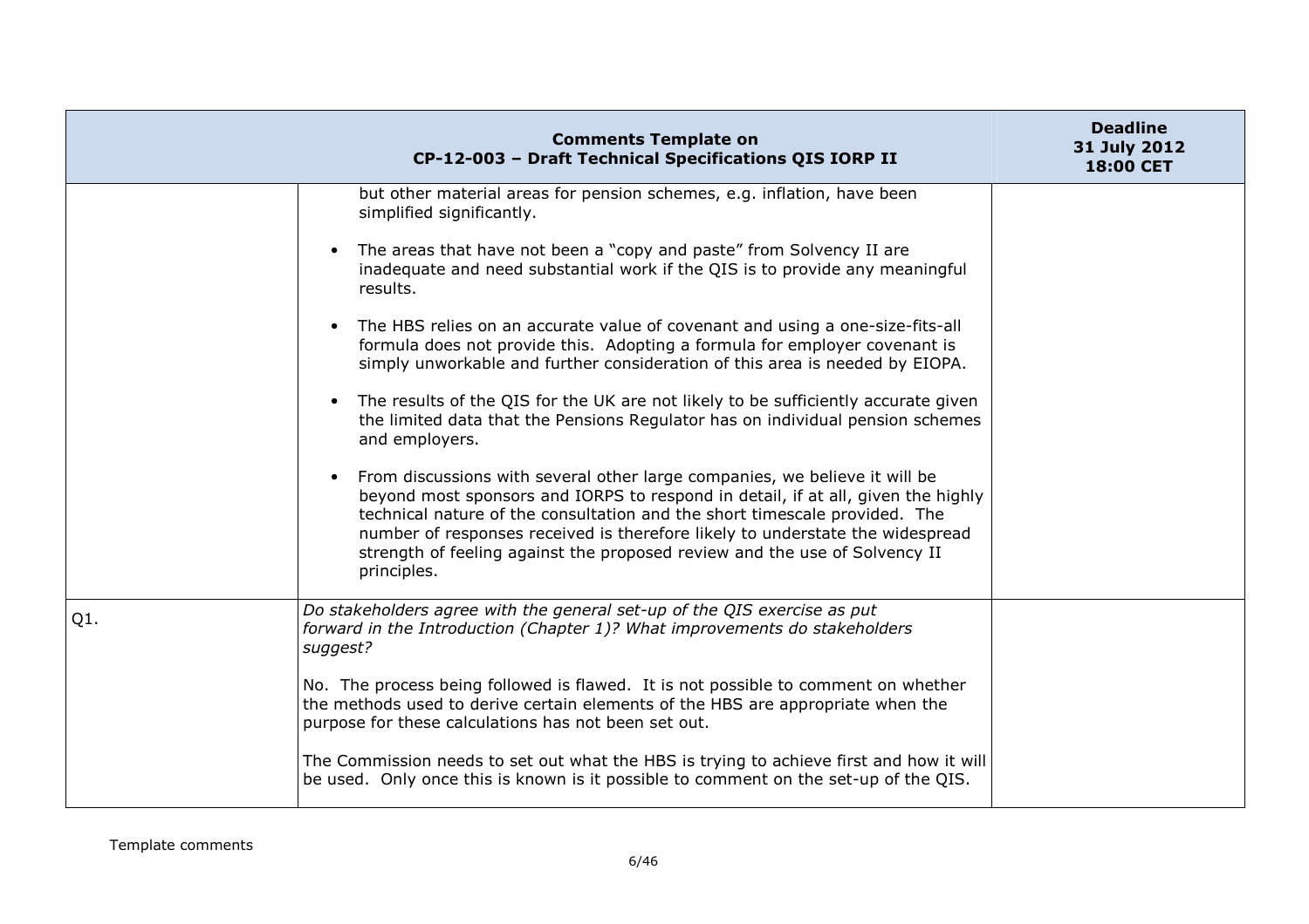| Comments Template on CP-12-003 – Draft Technical Specifications QIS IORP II | | Deadline 31 July 2012 18:00 CET |
|---|---|---|
| | but other material areas for pension schemes, e.g. inflation, have been simplified significantly.<br><br>• The areas that have not been a "copy and paste" from Solvency II are inadequate and need substantial work if the QIS is to provide any meaningful results.<br><br>• The HBS relies on an accurate value of covenant and using a one-size-fits-all formula does not provide this. Adopting a formula for employer covenant is simply unworkable and further consideration of this area is needed by EIOPA.<br><br>• The results of the QIS for the UK are not likely to be sufficiently accurate given the limited data that the Pensions Regulator has on individual pension schemes and employers.<br><br>• From discussions with several other large companies, we believe it will be beyond most sponsors and IORPS to respond in detail, if at all, given the highly technical nature of the consultation and the short timescale provided. The number of responses received is therefore likely to understate the widespread strength of feeling against the proposed review and the use of Solvency II principles. | |
| Q1. | *Do stakeholders agree with the general set-up of the QIS exercise as put forward in the Introduction (Chapter 1)? What improvements do stakeholders suggest?*<br><br>No. The process being followed is flawed. It is not possible to comment on whether the methods used to derive certain elements of the HBS are appropriate when the purpose for these calculations has not been set out.<br><br>The Commission needs to set out what the HBS is trying to achieve first and how it will be used. Only once this is known is it possible to comment on the set-up of the QIS. | |

Template comments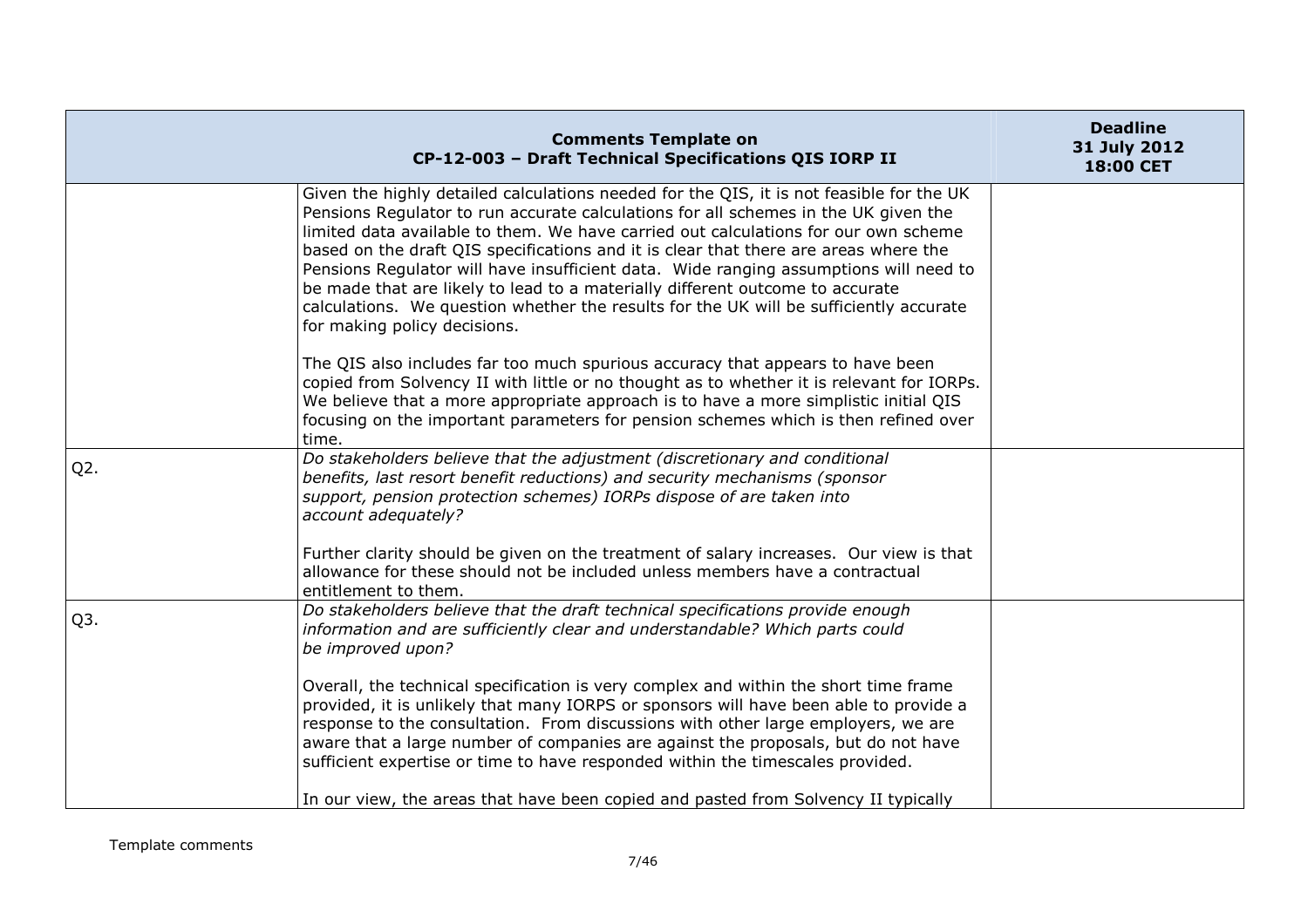| Comments Template on CP-12-003 – Draft Technical Specifications QIS IORP II | | Deadline 31 July 2012 18:00 CET |
|---|---|---|
| | Given the highly detailed calculations needed for the QIS, it is not feasible for the UK Pensions Regulator to run accurate calculations for all schemes in the UK given the limited data available to them. We have carried out calculations for our own scheme based on the draft QIS specifications and it is clear that there are areas where the Pensions Regulator will have insufficient data. Wide ranging assumptions will need to be made that are likely to lead to a materially different outcome to accurate calculations. We question whether the results for the UK will be sufficiently accurate for making policy decisions.<br><br>The QIS also includes far too much spurious accuracy that appears to have been copied from Solvency II with little or no thought as to whether it is relevant for IORPs. We believe that a more appropriate approach is to have a more simplistic initial QIS focusing on the important parameters for pension schemes which is then refined over time. | |
| Q2. | *Do stakeholders believe that the adjustment (discretionary and conditional benefits, last resort benefit reductions) and security mechanisms (sponsor support, pension protection schemes) IORPs dispose of are taken into account adequately?*<br><br>Further clarity should be given on the treatment of salary increases. Our view is that allowance for these should not be included unless members have a contractual entitlement to them. | |
| Q3. | *Do stakeholders believe that the draft technical specifications provide enough information and are sufficiently clear and understandable? Which parts could be improved upon?*<br><br>Overall, the technical specification is very complex and within the short time frame provided, it is unlikely that many IORPS or sponsors will have been able to provide a response to the consultation. From discussions with other large employers, we are aware that a large number of companies are against the proposals, but do not have sufficient expertise or time to have responded within the timescales provided.<br><br>In our view, the areas that have been copied and pasted from Solvency II typically | |

Template comments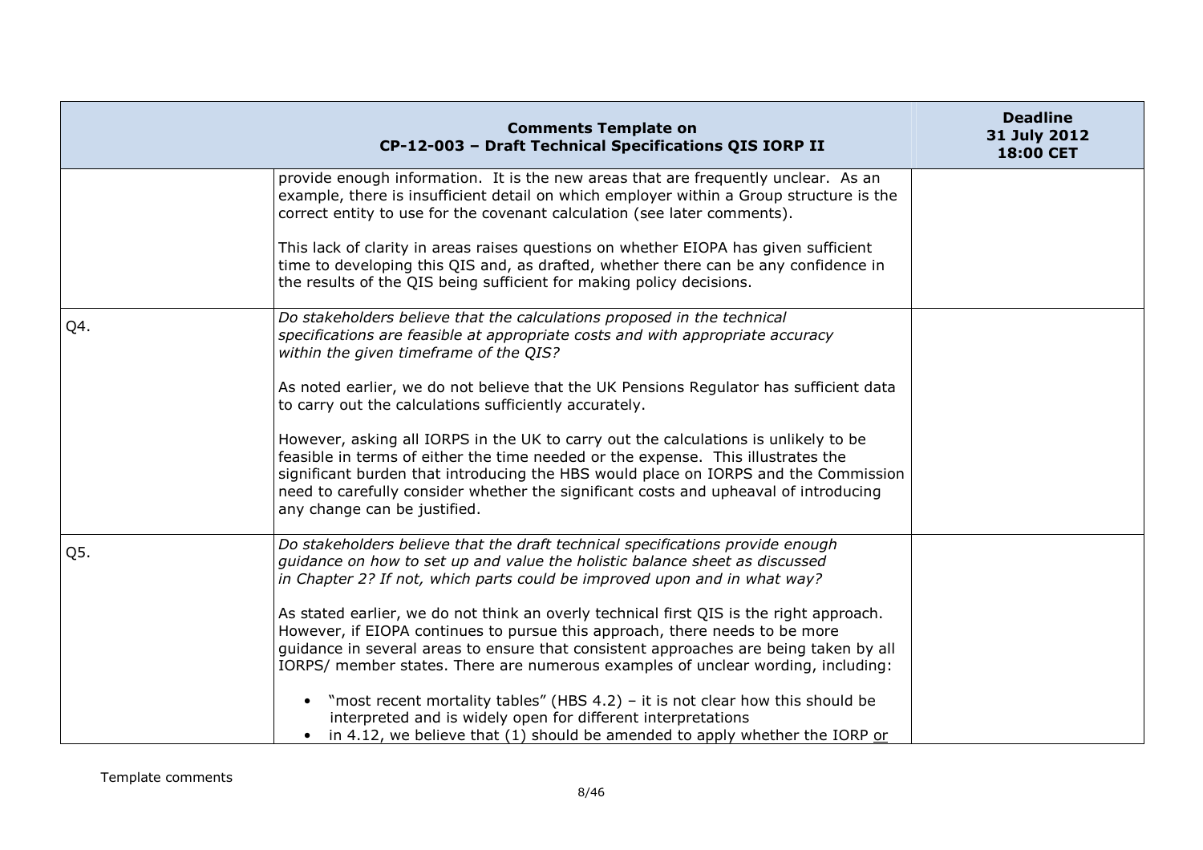| Comments Template on CP-12-003 – Draft Technical Specifications QIS IORP II | | Deadline 31 July 2012 18:00 CET |
|---|---|---|
| | provide enough information. It is the new areas that are frequently unclear. As an example, there is insufficient detail on which employer within a Group structure is the correct entity to use for the covenant calculation (see later comments).<br><br>This lack of clarity in areas raises questions on whether EIOPA has given sufficient time to developing this QIS and, as drafted, whether there can be any confidence in the results of the QIS being sufficient for making policy decisions. | |
| Q4. | *Do stakeholders believe that the calculations proposed in the technical specifications are feasible at appropriate costs and with appropriate accuracy within the given timeframe of the QIS?*<br><br>As noted earlier, we do not believe that the UK Pensions Regulator has sufficient data to carry out the calculations sufficiently accurately.<br><br>However, asking all IORPS in the UK to carry out the calculations is unlikely to be feasible in terms of either the time needed or the expense. This illustrates the significant burden that introducing the HBS would place on IORPS and the Commission need to carefully consider whether the significant costs and upheaval of introducing any change can be justified. | |
| Q5. | *Do stakeholders believe that the draft technical specifications provide enough guidance on how to set up and value the holistic balance sheet as discussed in Chapter 2? If not, which parts could be improved upon and in what way?*<br><br>As stated earlier, we do not think an overly technical first QIS is the right approach. However, if EIOPA continues to pursue this approach, there needs to be more guidance in several areas to ensure that consistent approaches are being taken by all IORPS/ member states. There are numerous examples of unclear wording, including:<br><br>• "most recent mortality tables" (HBS 4.2) – it is not clear how this should be interpreted and is widely open for different interpretations<br>• in 4.12, we believe that (1) should be amended to apply whether the IORP or | |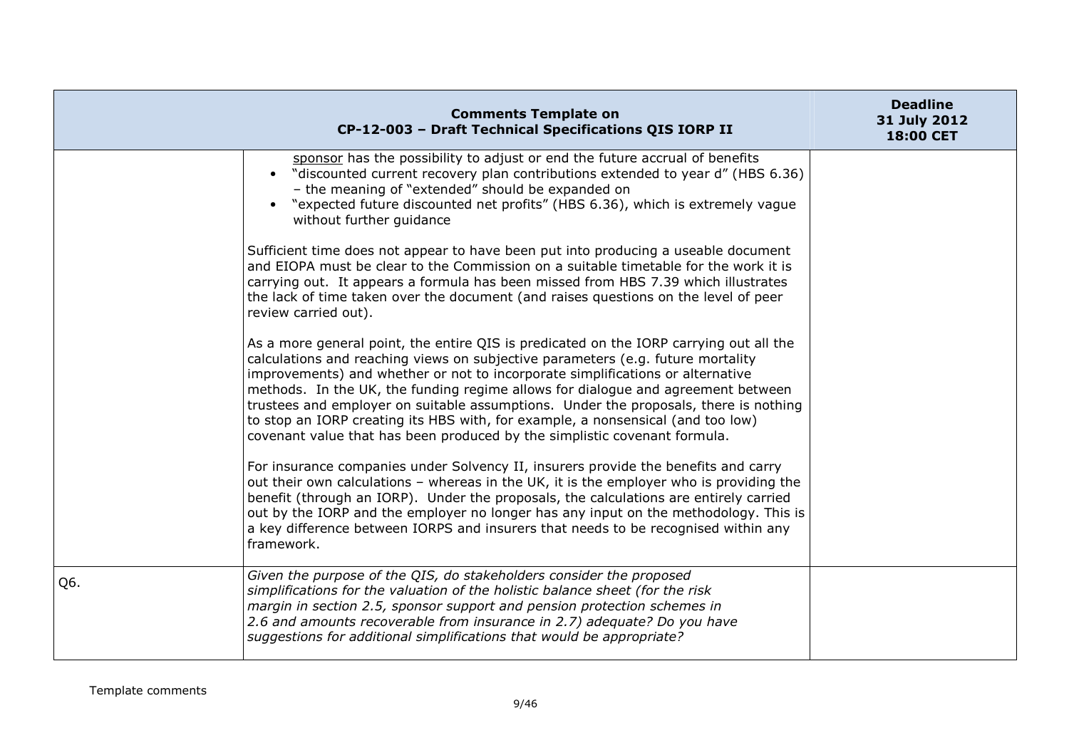| Comments Template on CP-12-003 – Draft Technical Specifications QIS IORP II | | Deadline 31 July 2012 18:00 CET |
|---|---|---|
| | sponsor has the possibility to adjust or end the future accrual of benefits<br>• "discounted current recovery plan contributions extended to year d" (HBS 6.36) – the meaning of "extended" should be expanded on<br>• "expected future discounted net profits" (HBS 6.36), which is extremely vague without further guidance<br><br>Sufficient time does not appear to have been put into producing a useable document and EIOPA must be clear to the Commission on a suitable timetable for the work it is carrying out. It appears a formula has been missed from HBS 7.39 which illustrates the lack of time taken over the document (and raises questions on the level of peer review carried out).<br><br>As a more general point, the entire QIS is predicated on the IORP carrying out all the calculations and reaching views on subjective parameters (e.g. future mortality improvements) and whether or not to incorporate simplifications or alternative methods. In the UK, the funding regime allows for dialogue and agreement between trustees and employer on suitable assumptions. Under the proposals, there is nothing to stop an IORP creating its HBS with, for example, a nonsensical (and too low) covenant value that has been produced by the simplistic covenant formula.<br><br>For insurance companies under Solvency II, insurers provide the benefits and carry out their own calculations – whereas in the UK, it is the employer who is providing the benefit (through an IORP). Under the proposals, the calculations are entirely carried out by the IORP and the employer no longer has any input on the methodology. This is a key difference between IORPS and insurers that needs to be recognised within any framework. | |
| Q6. | *Given the purpose of the QIS, do stakeholders consider the proposed simplifications for the valuation of the holistic balance sheet (for the risk margin in section 2.5, sponsor support and pension protection schemes in 2.6 and amounts recoverable from insurance in 2.7) adequate? Do you have suggestions for additional simplifications that would be appropriate?* | |

Template comments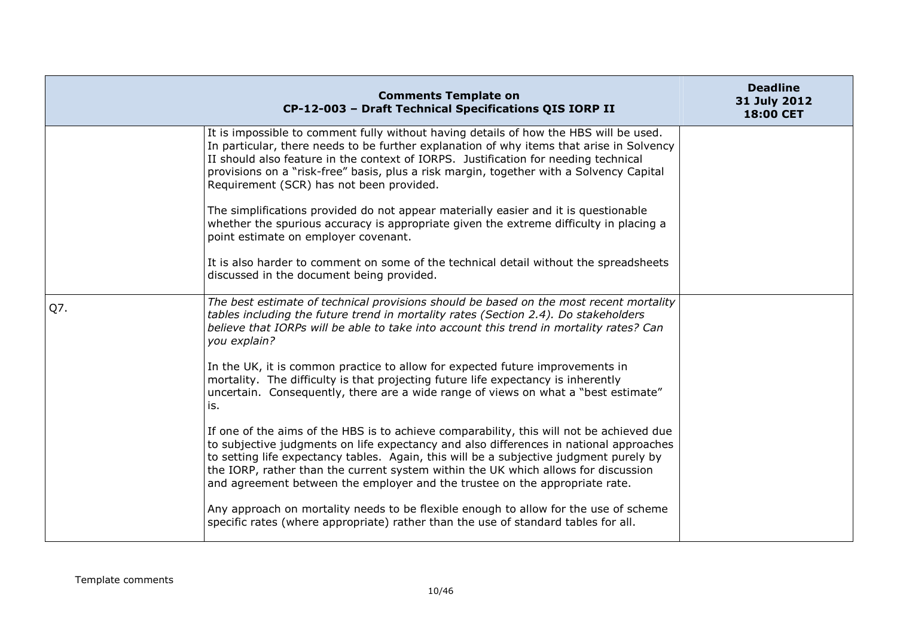| Comments Template on CP-12-003 – Draft Technical Specifications QIS IORP II | | Deadline 31 July 2012 18:00 CET |
|---|---|---|
| | It is impossible to comment fully without having details of how the HBS will be used. In particular, there needs to be further explanation of why items that arise in Solvency II should also feature in the context of IORPS. Justification for needing technical provisions on a "risk-free" basis, plus a risk margin, together with a Solvency Capital Requirement (SCR) has not been provided.<br><br>The simplifications provided do not appear materially easier and it is questionable whether the spurious accuracy is appropriate given the extreme difficulty in placing a point estimate on employer covenant.<br><br>It is also harder to comment on some of the technical detail without the spreadsheets discussed in the document being provided. | |
| Q7. | *The best estimate of technical provisions should be based on the most recent mortality tables including the future trend in mortality rates (Section 2.4). Do stakeholders believe that IORPs will be able to take into account this trend in mortality rates? Can you explain?*<br><br>In the UK, it is common practice to allow for expected future improvements in mortality. The difficulty is that projecting future life expectancy is inherently uncertain. Consequently, there are a wide range of views on what a "best estimate" is.<br><br>If one of the aims of the HBS is to achieve comparability, this will not be achieved due to subjective judgments on life expectancy and also differences in national approaches to setting life expectancy tables. Again, this will be a subjective judgment purely by the IORP, rather than the current system within the UK which allows for discussion and agreement between the employer and the trustee on the appropriate rate.<br><br>Any approach on mortality needs to be flexible enough to allow for the use of scheme specific rates (where appropriate) rather than the use of standard tables for all. | |

Template comments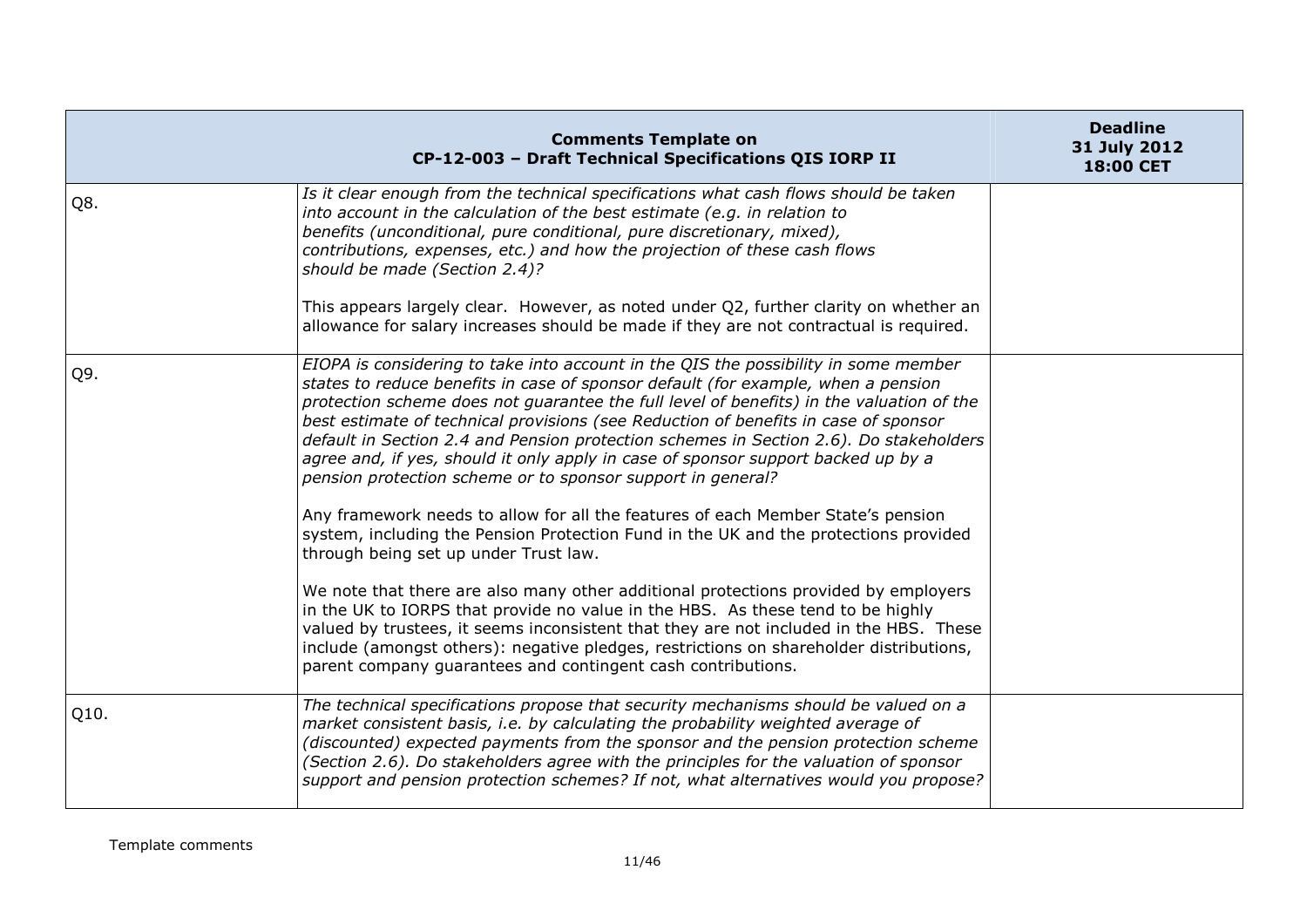| | Comments Template on CP-12-003 – Draft Technical Specifications QIS IORP II | Deadline 31 July 2012 18:00 CET |
|---|---|---|
| Q8. | *Is it clear enough from the technical specifications what cash flows should be taken into account in the calculation of the best estimate (e.g. in relation to benefits (unconditional, pure conditional, pure discretionary, mixed), contributions, expenses, etc.) and how the projection of these cash flows should be made (Section 2.4)?*<br><br>This appears largely clear. However, as noted under Q2, further clarity on whether an allowance for salary increases should be made if they are not contractual is required. | |
| Q9. | *EIOPA is considering to take into account in the QIS the possibility in some member states to reduce benefits in case of sponsor default (for example, when a pension protection scheme does not guarantee the full level of benefits) in the valuation of the best estimate of technical provisions (see Reduction of benefits in case of sponsor default in Section 2.4 and Pension protection schemes in Section 2.6). Do stakeholders agree and, if yes, should it only apply in case of sponsor support backed up by a pension protection scheme or to sponsor support in general?*<br><br>Any framework needs to allow for all the features of each Member State's pension system, including the Pension Protection Fund in the UK and the protections provided through being set up under Trust law.<br><br>We note that there are also many other additional protections provided by employers in the UK to IORPS that provide no value in the HBS. As these tend to be highly valued by trustees, it seems inconsistent that they are not included in the HBS. These include (amongst others): negative pledges, restrictions on shareholder distributions, parent company guarantees and contingent cash contributions. | |
| Q10. | *The technical specifications propose that security mechanisms should be valued on a market consistent basis, i.e. by calculating the probability weighted average of (discounted) expected payments from the sponsor and the pension protection scheme (Section 2.6). Do stakeholders agree with the principles for the valuation of sponsor support and pension protection schemes? If not, what alternatives would you propose?* | |

Template comments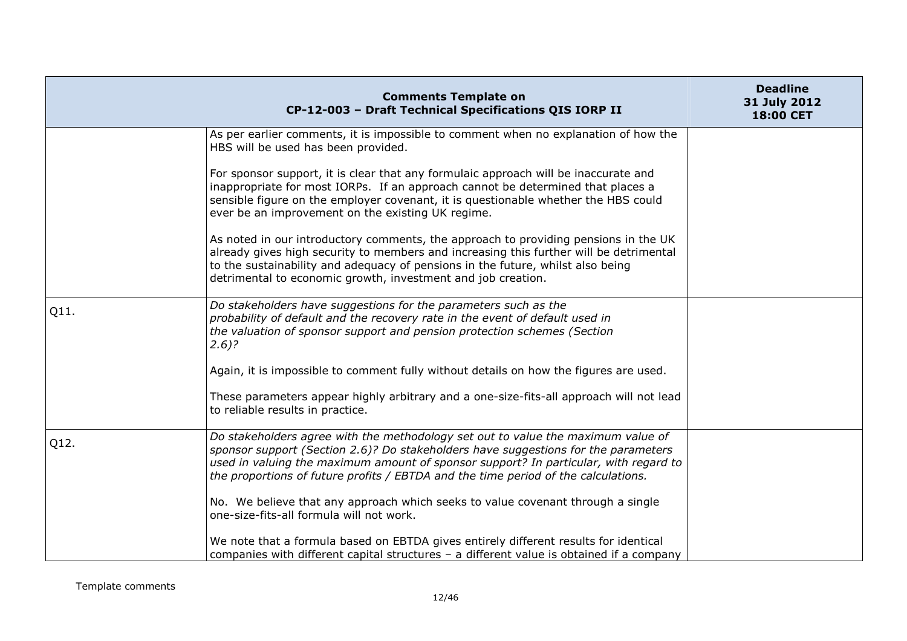| Comments Template on CP-12-003 – Draft Technical Specifications QIS IORP II | | Deadline 31 July 2012 18:00 CET |
|---|---|---|
| | As per earlier comments, it is impossible to comment when no explanation of how the HBS will be used has been provided.<br><br>For sponsor support, it is clear that any formulaic approach will be inaccurate and inappropriate for most IORPs. If an approach cannot be determined that places a sensible figure on the employer covenant, it is questionable whether the HBS could ever be an improvement on the existing UK regime.<br><br>As noted in our introductory comments, the approach to providing pensions in the UK already gives high security to members and increasing this further will be detrimental to the sustainability and adequacy of pensions in the future, whilst also being detrimental to economic growth, investment and job creation. | |
| Q11. | *Do stakeholders have suggestions for the parameters such as the probability of default and the recovery rate in the event of default used in the valuation of sponsor support and pension protection schemes (Section 2.6)?*<br><br>Again, it is impossible to comment fully without details on how the figures are used.<br><br>These parameters appear highly arbitrary and a one-size-fits-all approach will not lead to reliable results in practice. | |
| Q12. | *Do stakeholders agree with the methodology set out to value the maximum value of sponsor support (Section 2.6)? Do stakeholders have suggestions for the parameters used in valuing the maximum amount of sponsor support? In particular, with regard to the proportions of future profits / EBTDA and the time period of the calculations.*<br><br>No. We believe that any approach which seeks to value covenant through a single one-size-fits-all formula will not work.<br><br>We note that a formula based on EBTDA gives entirely different results for identical companies with different capital structures – a different value is obtained if a company | |

Template comments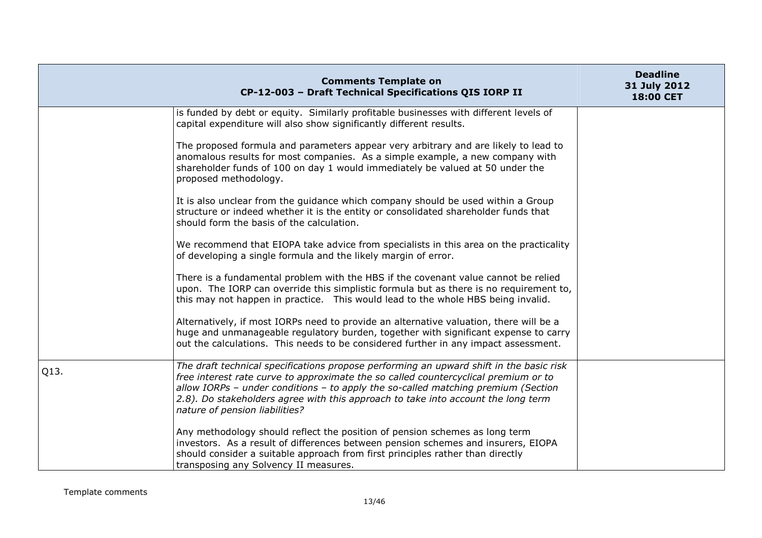| Comments Template on CP-12-003 – Draft Technical Specifications QIS IORP II | | Deadline 31 July 2012 18:00 CET |
|---|---|---|
| | is funded by debt or equity. Similarly profitable businesses with different levels of capital expenditure will also show significantly different results.<br><br>The proposed formula and parameters appear very arbitrary and are likely to lead to anomalous results for most companies. As a simple example, a new company with shareholder funds of 100 on day 1 would immediately be valued at 50 under the proposed methodology.<br><br>It is also unclear from the guidance which company should be used within a Group structure or indeed whether it is the entity or consolidated shareholder funds that should form the basis of the calculation.<br><br>We recommend that EIOPA take advice from specialists in this area on the practicality of developing a single formula and the likely margin of error.<br><br>There is a fundamental problem with the HBS if the covenant value cannot be relied upon. The IORP can override this simplistic formula but as there is no requirement to, this may not happen in practice. This would lead to the whole HBS being invalid.<br><br>Alternatively, if most IORPs need to provide an alternative valuation, there will be a huge and unmanageable regulatory burden, together with significant expense to carry out the calculations. This needs to be considered further in any impact assessment. | |
| Q13. | *The draft technical specifications propose performing an upward shift in the basic risk free interest rate curve to approximate the so called countercyclical premium or to allow IORPs – under conditions – to apply the so-called matching premium (Section 2.8). Do stakeholders agree with this approach to take into account the long term nature of pension liabilities?*<br><br>Any methodology should reflect the position of pension schemes as long term investors. As a result of differences between pension schemes and insurers, EIOPA should consider a suitable approach from first principles rather than directly transposing any Solvency II measures. | |

Template comments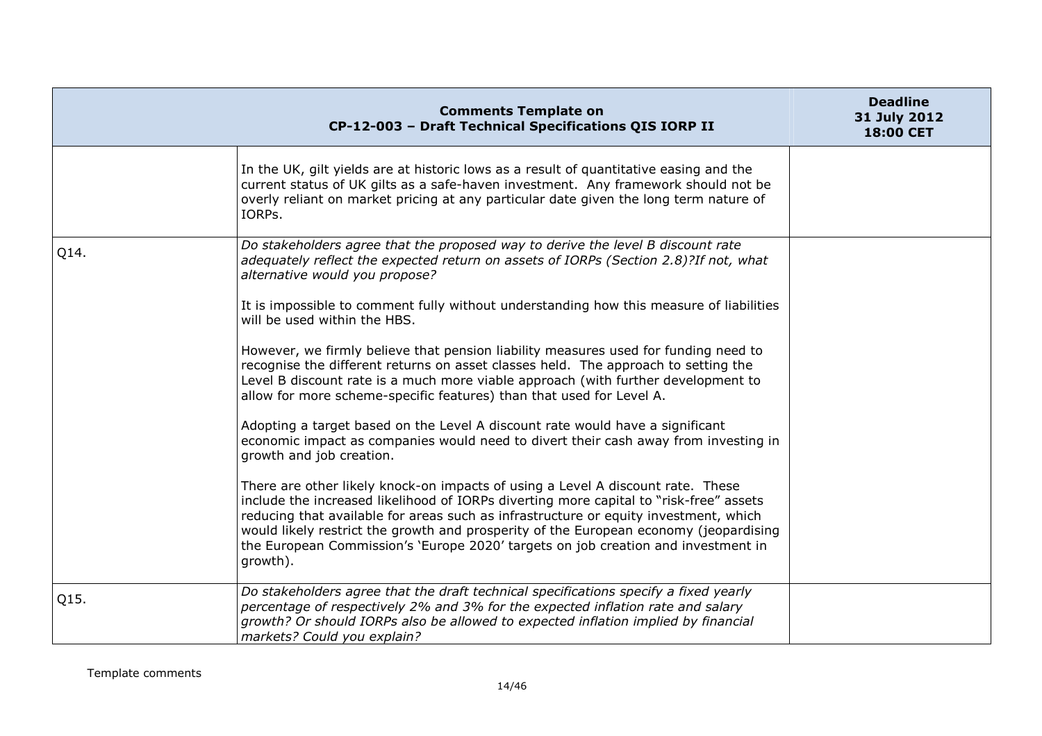| Comments Template on CP-12-003 – Draft Technical Specifications QIS IORP II | | Deadline 31 July 2012 18:00 CET |
|---|---|---|
| | In the UK, gilt yields are at historic lows as a result of quantitative easing and the current status of UK gilts as a safe-haven investment. Any framework should not be overly reliant on market pricing at any particular date given the long term nature of IORPs. | |
| Q14. | *Do stakeholders agree that the proposed way to derive the level B discount rate adequately reflect the expected return on assets of IORPs (Section 2.8)?If not, what alternative would you propose?*<br><br>It is impossible to comment fully without understanding how this measure of liabilities will be used within the HBS.<br><br>However, we firmly believe that pension liability measures used for funding need to recognise the different returns on asset classes held. The approach to setting the Level B discount rate is a much more viable approach (with further development to allow for more scheme-specific features) than that used for Level A.<br><br>Adopting a target based on the Level A discount rate would have a significant economic impact as companies would need to divert their cash away from investing in growth and job creation.<br><br>There are other likely knock-on impacts of using a Level A discount rate. These include the increased likelihood of IORPs diverting more capital to "risk-free" assets reducing that available for areas such as infrastructure or equity investment, which would likely restrict the growth and prosperity of the European economy (jeopardising the European Commission's 'Europe 2020' targets on job creation and investment in growth). | |
| Q15. | *Do stakeholders agree that the draft technical specifications specify a fixed yearly percentage of respectively 2% and 3% for the expected inflation rate and salary growth? Or should IORPs also be allowed to expected inflation implied by financial markets? Could you explain?* | |

Template comments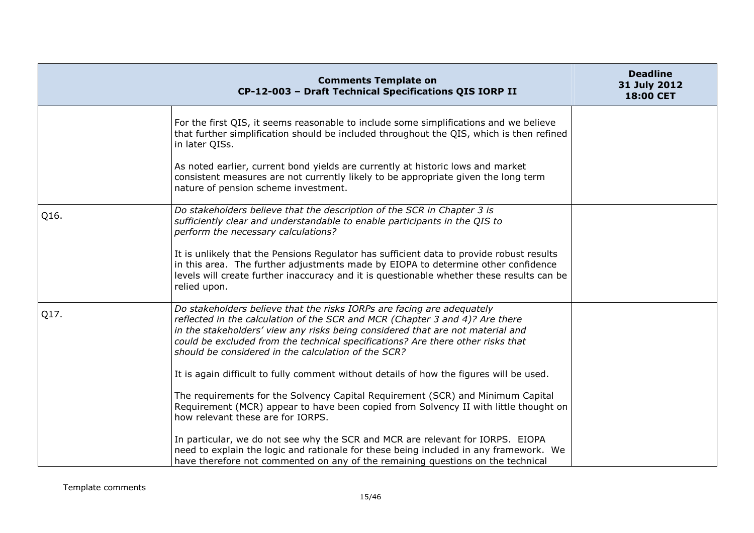| Comments Template on CP-12-003 – Draft Technical Specifications QIS IORP II | | Deadline 31 July 2012 18:00 CET |
|---|---|---|
| | For the first QIS, it seems reasonable to include some simplifications and we believe that further simplification should be included throughout the QIS, which is then refined in later QISs.<br><br>As noted earlier, current bond yields are currently at historic lows and market consistent measures are not currently likely to be appropriate given the long term nature of pension scheme investment. | |
| Q16. | *Do stakeholders believe that the description of the SCR in Chapter 3 is sufficiently clear and understandable to enable participants in the QIS to perform the necessary calculations?*<br><br>It is unlikely that the Pensions Regulator has sufficient data to provide robust results in this area. The further adjustments made by EIOPA to determine other confidence levels will create further inaccuracy and it is questionable whether these results can be relied upon. | |
| Q17. | *Do stakeholders believe that the risks IORPs are facing are adequately reflected in the calculation of the SCR and MCR (Chapter 3 and 4)? Are there in the stakeholders' view any risks being considered that are not material and could be excluded from the technical specifications? Are there other risks that should be considered in the calculation of the SCR?*<br><br>It is again difficult to fully comment without details of how the figures will be used.<br><br>The requirements for the Solvency Capital Requirement (SCR) and Minimum Capital Requirement (MCR) appear to have been copied from Solvency II with little thought on how relevant these are for IORPS.<br><br>In particular, we do not see why the SCR and MCR are relevant for IORPS. EIOPA need to explain the logic and rationale for these being included in any framework. We have therefore not commented on any of the remaining questions on the technical | |

Template comments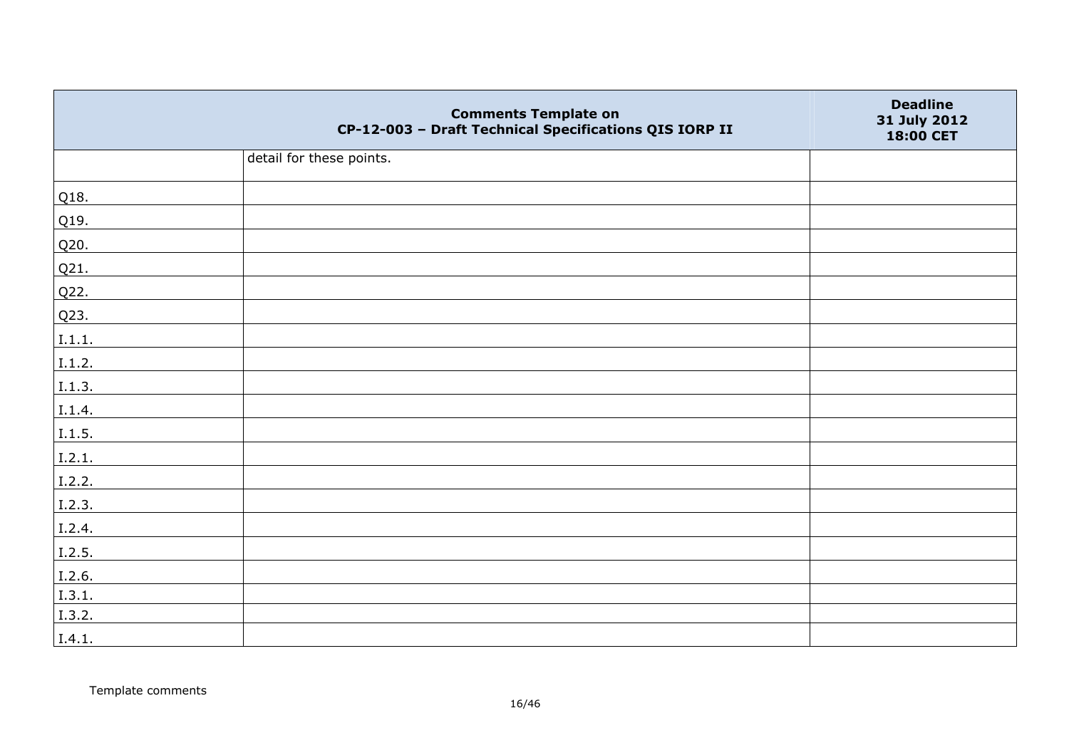| Comments Template on CP-12-003 – Draft Technical Specifications QIS IORP II | | Deadline 31 July 2012 18:00 CET |
|---|---|---|
| | detail for these points. | |
| Q18. | | |
| Q19. | | |
| Q20. | | |
| Q21. | | |
| Q22. | | |
| Q23. | | |
| I.1.1. | | |
| I.1.2. | | |
| I.1.3. | | |
| I.1.4. | | |
| I.1.5. | | |
| I.2.1. | | |
| I.2.2. | | |
| I.2.3. | | |
| I.2.4. | | |
| I.2.5. | | |
| I.2.6. | | |
| I.3.1. | | |
| I.3.2. | | |
| I.4.1. | | |

Template comments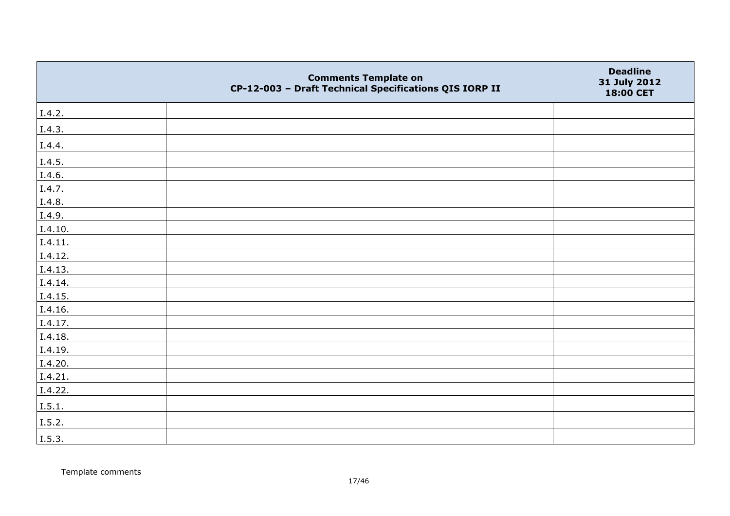| | Comments Template on CP-12-003 – Draft Technical Specifications QIS IORP II | Deadline 31 July 2012 18:00 CET |
|---|---|---|
| I.4.2. | | |
| I.4.3. | | |
| I.4.4. | | |
| I.4.5. | | |
| I.4.6. | | |
| I.4.7. | | |
| I.4.8. | | |
| I.4.9. | | |
| I.4.10. | | |
| I.4.11. | | |
| I.4.12. | | |
| I.4.13. | | |
| I.4.14. | | |
| I.4.15. | | |
| I.4.16. | | |
| I.4.17. | | |
| I.4.18. | | |
| I.4.19. | | |
| I.4.20. | | |
| I.4.21. | | |
| I.4.22. | | |
| I.5.1. | | |
| I.5.2. | | |
| I.5.3. | | |

Template comments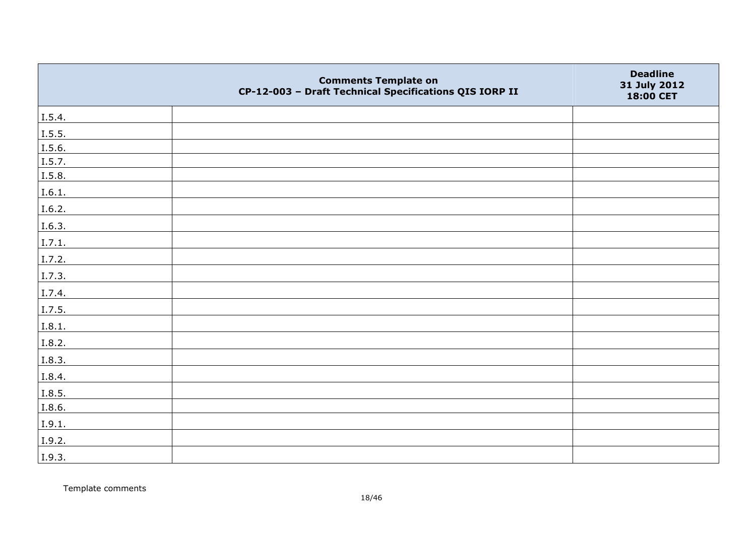|  | Comments Template on CP-12-003 – Draft Technical Specifications QIS IORP II | Deadline 31 July 2012 18:00 CET |
|---|---|---|
| I.5.4. |  |  |
| I.5.5. |  |  |
| I.5.6. |  |  |
| I.5.7. |  |  |
| I.5.8. |  |  |
| I.6.1. |  |  |
| I.6.2. |  |  |
| I.6.3. |  |  |
| I.7.1. |  |  |
| I.7.2. |  |  |
| I.7.3. |  |  |
| I.7.4. |  |  |
| I.7.5. |  |  |
| I.8.1. |  |  |
| I.8.2. |  |  |
| I.8.3. |  |  |
| I.8.4. |  |  |
| I.8.5. |  |  |
| I.8.6. |  |  |
| I.9.1. |  |  |
| I.9.2. |  |  |
| I.9.3. |  |  |

Template comments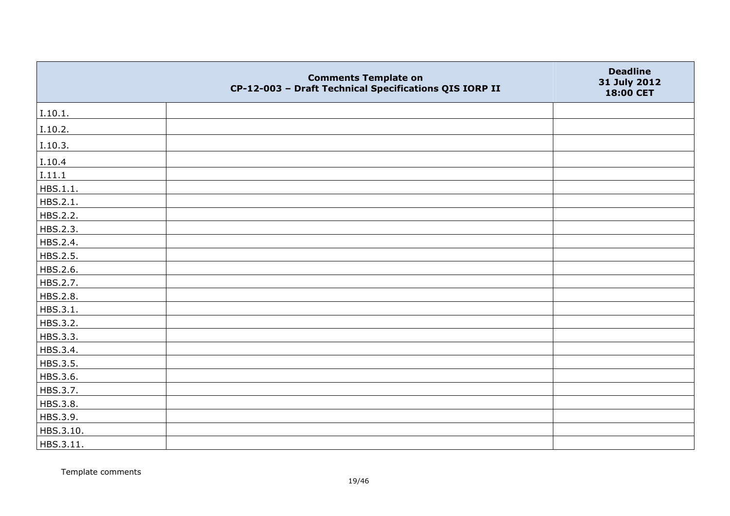| | Comments Template on CP-12-003 – Draft Technical Specifications QIS IORP II | Deadline 31 July 2012 18:00 CET |
|---|---|---|
| I.10.1. | | |
| I.10.2. | | |
| I.10.3. | | |
| I.10.4 | | |
| I.11.1 | | |
| HBS.1.1. | | |
| HBS.2.1. | | |
| HBS.2.2. | | |
| HBS.2.3. | | |
| HBS.2.4. | | |
| HBS.2.5. | | |
| HBS.2.6. | | |
| HBS.2.7. | | |
| HBS.2.8. | | |
| HBS.3.1. | | |
| HBS.3.2. | | |
| HBS.3.3. | | |
| HBS.3.4. | | |
| HBS.3.5. | | |
| HBS.3.6. | | |
| HBS.3.7. | | |
| HBS.3.8. | | |
| HBS.3.9. | | |
| HBS.3.10. | | |
| HBS.3.11. | | |

Template comments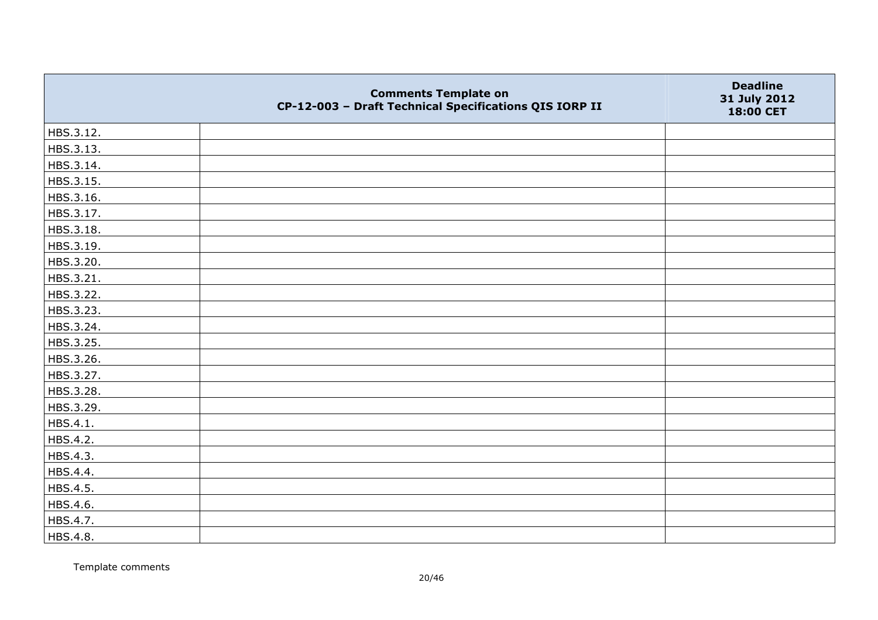| | Comments Template on CP-12-003 – Draft Technical Specifications QIS IORP II | Deadline 31 July 2012 18:00 CET |
|---|---|---|
| HBS.3.12. | | |
| HBS.3.13. | | |
| HBS.3.14. | | |
| HBS.3.15. | | |
| HBS.3.16. | | |
| HBS.3.17. | | |
| HBS.3.18. | | |
| HBS.3.19. | | |
| HBS.3.20. | | |
| HBS.3.21. | | |
| HBS.3.22. | | |
| HBS.3.23. | | |
| HBS.3.24. | | |
| HBS.3.25. | | |
| HBS.3.26. | | |
| HBS.3.27. | | |
| HBS.3.28. | | |
| HBS.3.29. | | |
| HBS.4.1. | | |
| HBS.4.2. | | |
| HBS.4.3. | | |
| HBS.4.4. | | |
| HBS.4.5. | | |
| HBS.4.6. | | |
| HBS.4.7. | | |
| HBS.4.8. | | |

Template comments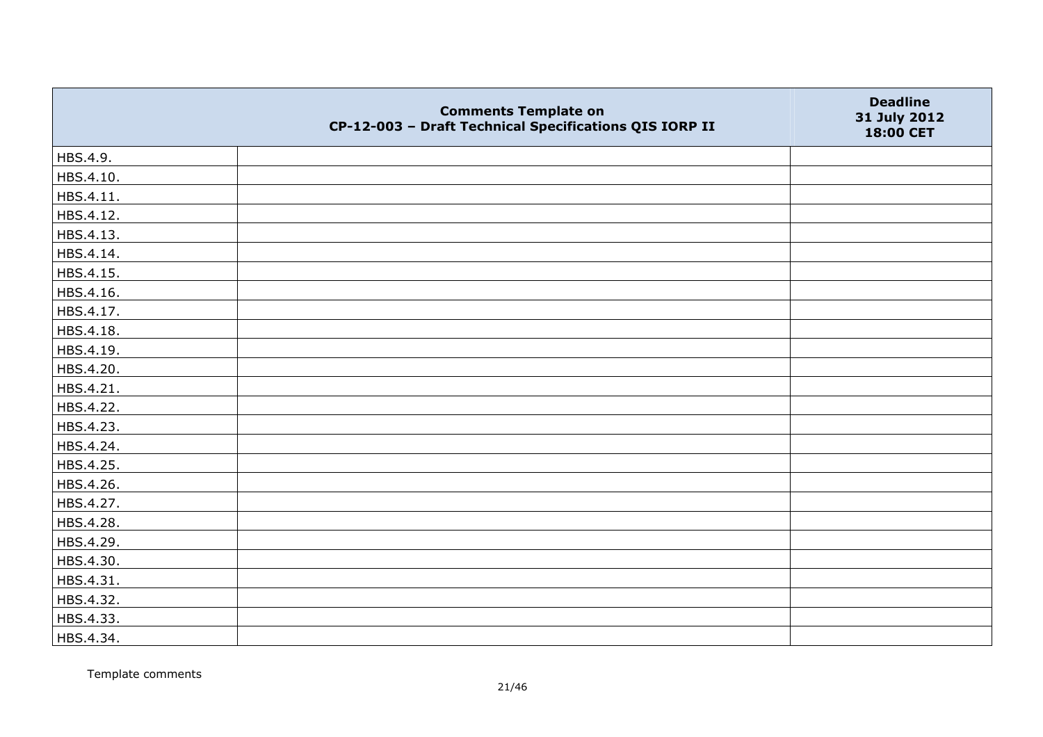| | Comments Template on CP-12-003 – Draft Technical Specifications QIS IORP II | Deadline 31 July 2012 18:00 CET |
|---|---|---|
| HBS.4.9. | | |
| HBS.4.10. | | |
| HBS.4.11. | | |
| HBS.4.12. | | |
| HBS.4.13. | | |
| HBS.4.14. | | |
| HBS.4.15. | | |
| HBS.4.16. | | |
| HBS.4.17. | | |
| HBS.4.18. | | |
| HBS.4.19. | | |
| HBS.4.20. | | |
| HBS.4.21. | | |
| HBS.4.22. | | |
| HBS.4.23. | | |
| HBS.4.24. | | |
| HBS.4.25. | | |
| HBS.4.26. | | |
| HBS.4.27. | | |
| HBS.4.28. | | |
| HBS.4.29. | | |
| HBS.4.30. | | |
| HBS.4.31. | | |
| HBS.4.32. | | |
| HBS.4.33. | | |
| HBS.4.34. | | |

Template comments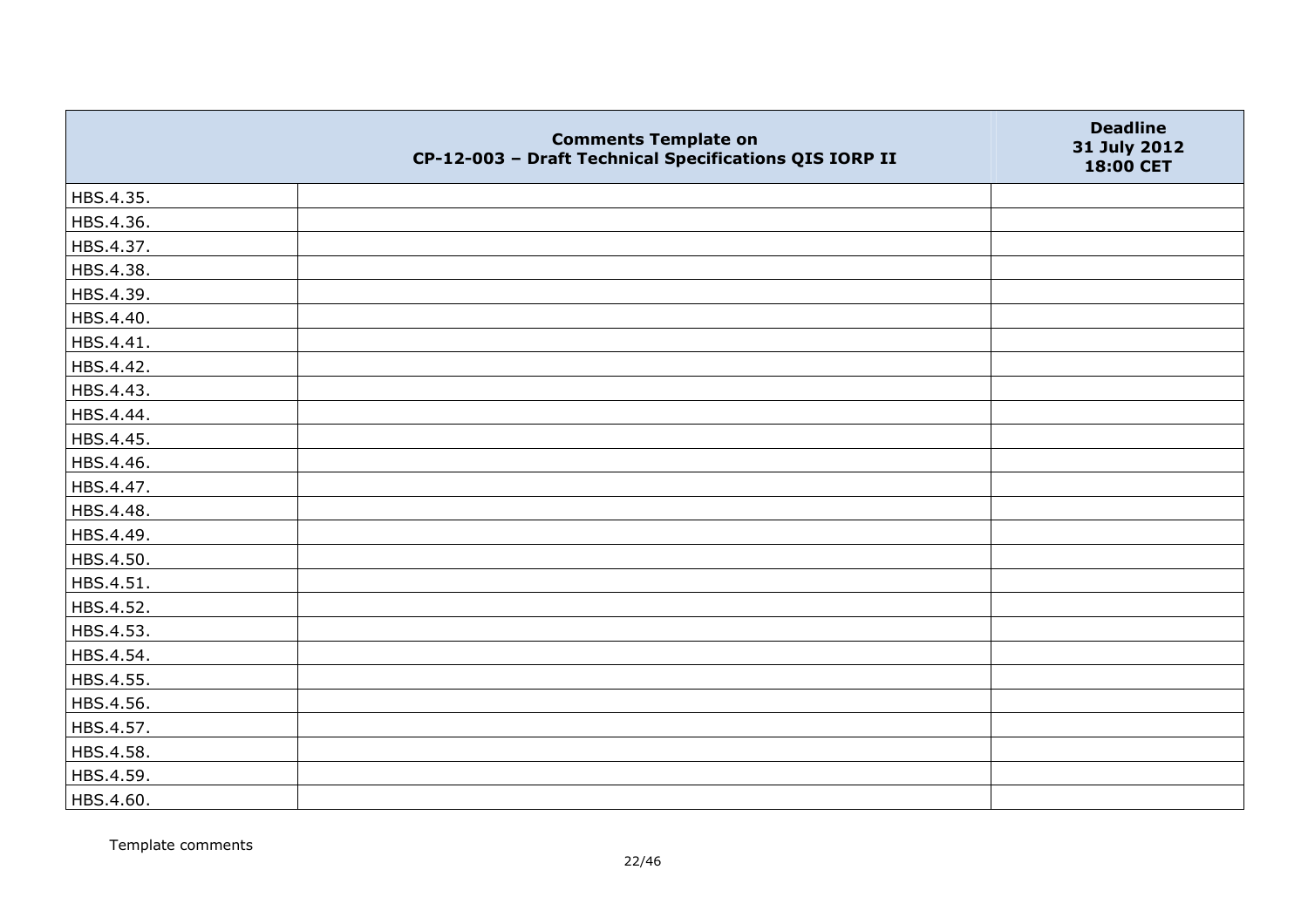| | Comments Template on CP-12-003 – Draft Technical Specifications QIS IORP II | Deadline 31 July 2012 18:00 CET |
|---|---|---|
| HBS.4.35. | | |
| HBS.4.36. | | |
| HBS.4.37. | | |
| HBS.4.38. | | |
| HBS.4.39. | | |
| HBS.4.40. | | |
| HBS.4.41. | | |
| HBS.4.42. | | |
| HBS.4.43. | | |
| HBS.4.44. | | |
| HBS.4.45. | | |
| HBS.4.46. | | |
| HBS.4.47. | | |
| HBS.4.48. | | |
| HBS.4.49. | | |
| HBS.4.50. | | |
| HBS.4.51. | | |
| HBS.4.52. | | |
| HBS.4.53. | | |
| HBS.4.54. | | |
| HBS.4.55. | | |
| HBS.4.56. | | |
| HBS.4.57. | | |
| HBS.4.58. | | |
| HBS.4.59. | | |
| HBS.4.60. | | |

Template comments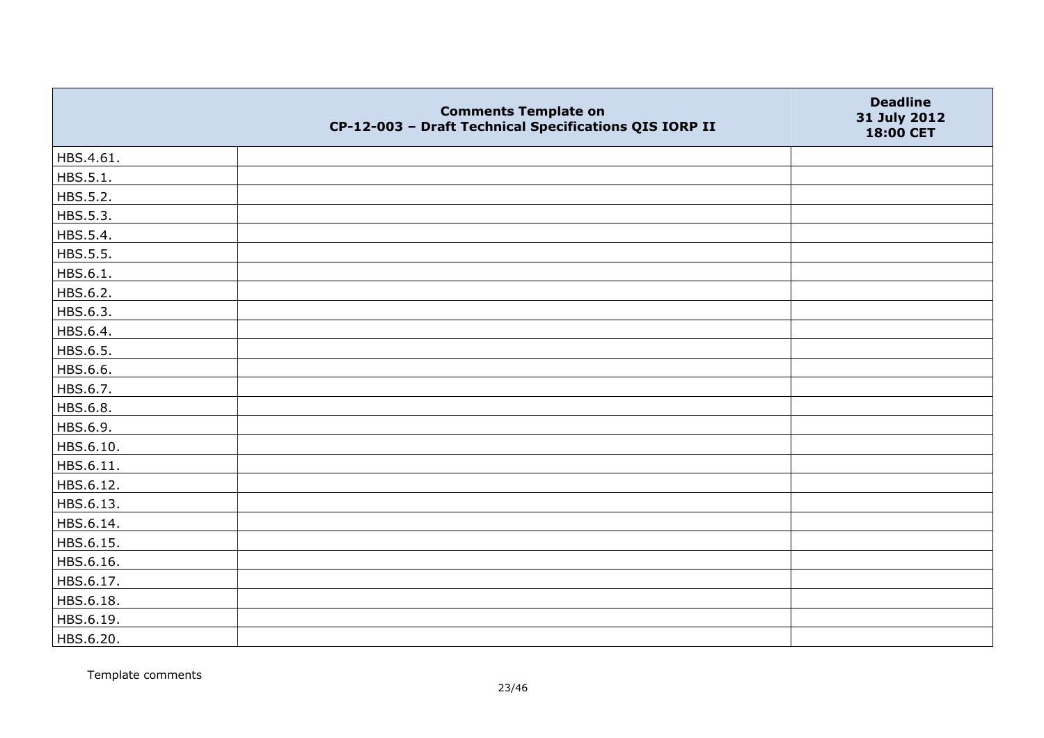|  | Comments Template on CP-12-003 – Draft Technical Specifications QIS IORP II | Deadline 31 July 2012 18:00 CET |
|---|---|---|
| HBS.4.61. |  |  |
| HBS.5.1. |  |  |
| HBS.5.2. |  |  |
| HBS.5.3. |  |  |
| HBS.5.4. |  |  |
| HBS.5.5. |  |  |
| HBS.6.1. |  |  |
| HBS.6.2. |  |  |
| HBS.6.3. |  |  |
| HBS.6.4. |  |  |
| HBS.6.5. |  |  |
| HBS.6.6. |  |  |
| HBS.6.7. |  |  |
| HBS.6.8. |  |  |
| HBS.6.9. |  |  |
| HBS.6.10. |  |  |
| HBS.6.11. |  |  |
| HBS.6.12. |  |  |
| HBS.6.13. |  |  |
| HBS.6.14. |  |  |
| HBS.6.15. |  |  |
| HBS.6.16. |  |  |
| HBS.6.17. |  |  |
| HBS.6.18. |  |  |
| HBS.6.19. |  |  |
| HBS.6.20. |  |  |

Template comments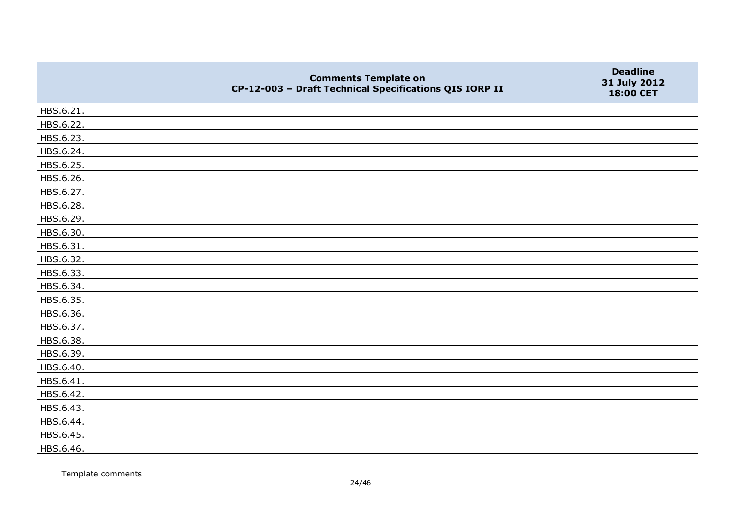| | Comments Template on CP-12-003 – Draft Technical Specifications QIS IORP II | Deadline 31 July 2012 18:00 CET |
|---|---|---|
| HBS.6.21. | | |
| HBS.6.22. | | |
| HBS.6.23. | | |
| HBS.6.24. | | |
| HBS.6.25. | | |
| HBS.6.26. | | |
| HBS.6.27. | | |
| HBS.6.28. | | |
| HBS.6.29. | | |
| HBS.6.30. | | |
| HBS.6.31. | | |
| HBS.6.32. | | |
| HBS.6.33. | | |
| HBS.6.34. | | |
| HBS.6.35. | | |
| HBS.6.36. | | |
| HBS.6.37. | | |
| HBS.6.38. | | |
| HBS.6.39. | | |
| HBS.6.40. | | |
| HBS.6.41. | | |
| HBS.6.42. | | |
| HBS.6.43. | | |
| HBS.6.44. | | |
| HBS.6.45. | | |
| HBS.6.46. | | |

Template comments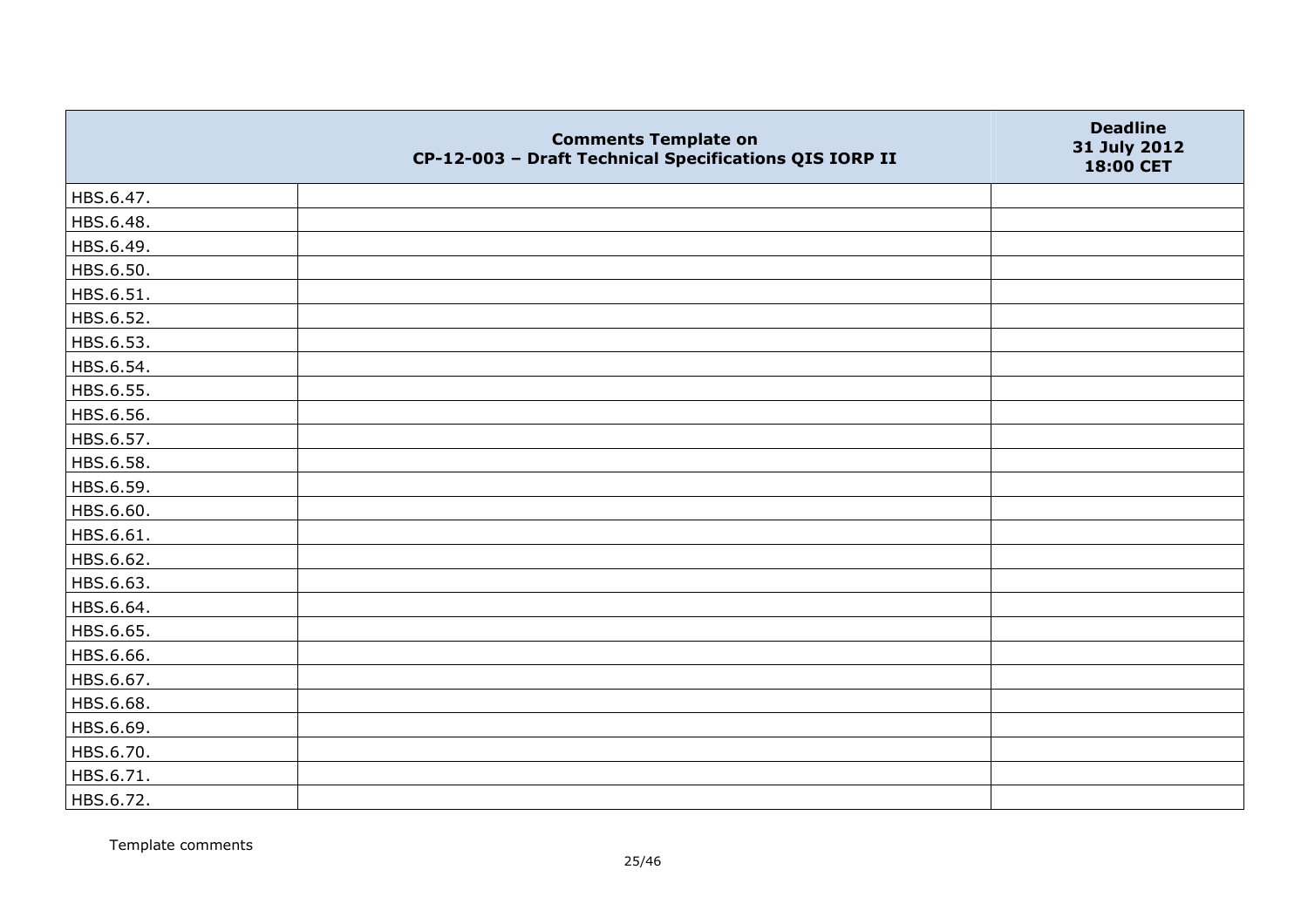| | Comments Template on CP-12-003 – Draft Technical Specifications QIS IORP II | Deadline 31 July 2012 18:00 CET |
|---|---|---|
| HBS.6.47. | | |
| HBS.6.48. | | |
| HBS.6.49. | | |
| HBS.6.50. | | |
| HBS.6.51. | | |
| HBS.6.52. | | |
| HBS.6.53. | | |
| HBS.6.54. | | |
| HBS.6.55. | | |
| HBS.6.56. | | |
| HBS.6.57. | | |
| HBS.6.58. | | |
| HBS.6.59. | | |
| HBS.6.60. | | |
| HBS.6.61. | | |
| HBS.6.62. | | |
| HBS.6.63. | | |
| HBS.6.64. | | |
| HBS.6.65. | | |
| HBS.6.66. | | |
| HBS.6.67. | | |
| HBS.6.68. | | |
| HBS.6.69. | | |
| HBS.6.70. | | |
| HBS.6.71. | | |
| HBS.6.72. | | |

Template comments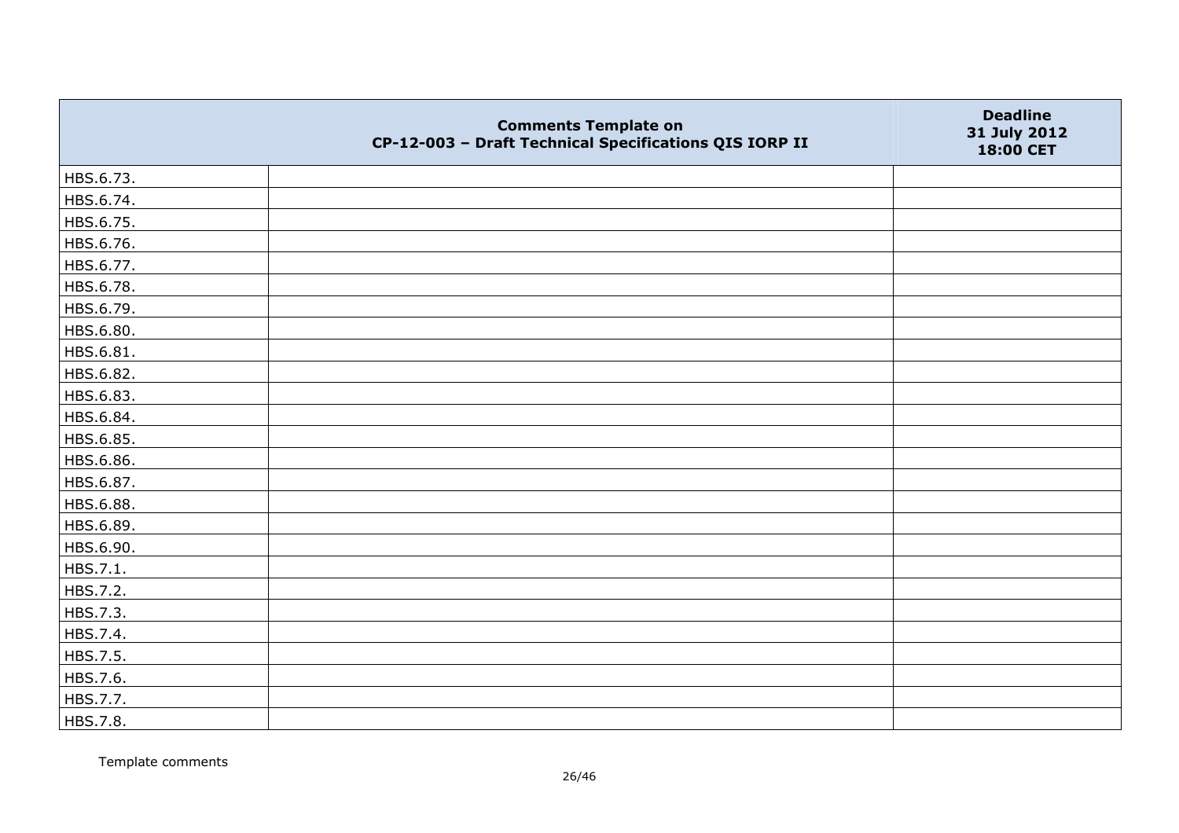|  | Comments Template on CP-12-003 – Draft Technical Specifications QIS IORP II | Deadline 31 July 2012 18:00 CET |
| --- | --- | --- |
| HBS.6.73. |  |  |
| HBS.6.74. |  |  |
| HBS.6.75. |  |  |
| HBS.6.76. |  |  |
| HBS.6.77. |  |  |
| HBS.6.78. |  |  |
| HBS.6.79. |  |  |
| HBS.6.80. |  |  |
| HBS.6.81. |  |  |
| HBS.6.82. |  |  |
| HBS.6.83. |  |  |
| HBS.6.84. |  |  |
| HBS.6.85. |  |  |
| HBS.6.86. |  |  |
| HBS.6.87. |  |  |
| HBS.6.88. |  |  |
| HBS.6.89. |  |  |
| HBS.6.90. |  |  |
| HBS.7.1. |  |  |
| HBS.7.2. |  |  |
| HBS.7.3. |  |  |
| HBS.7.4. |  |  |
| HBS.7.5. |  |  |
| HBS.7.6. |  |  |
| HBS.7.7. |  |  |
| HBS.7.8. |  |  |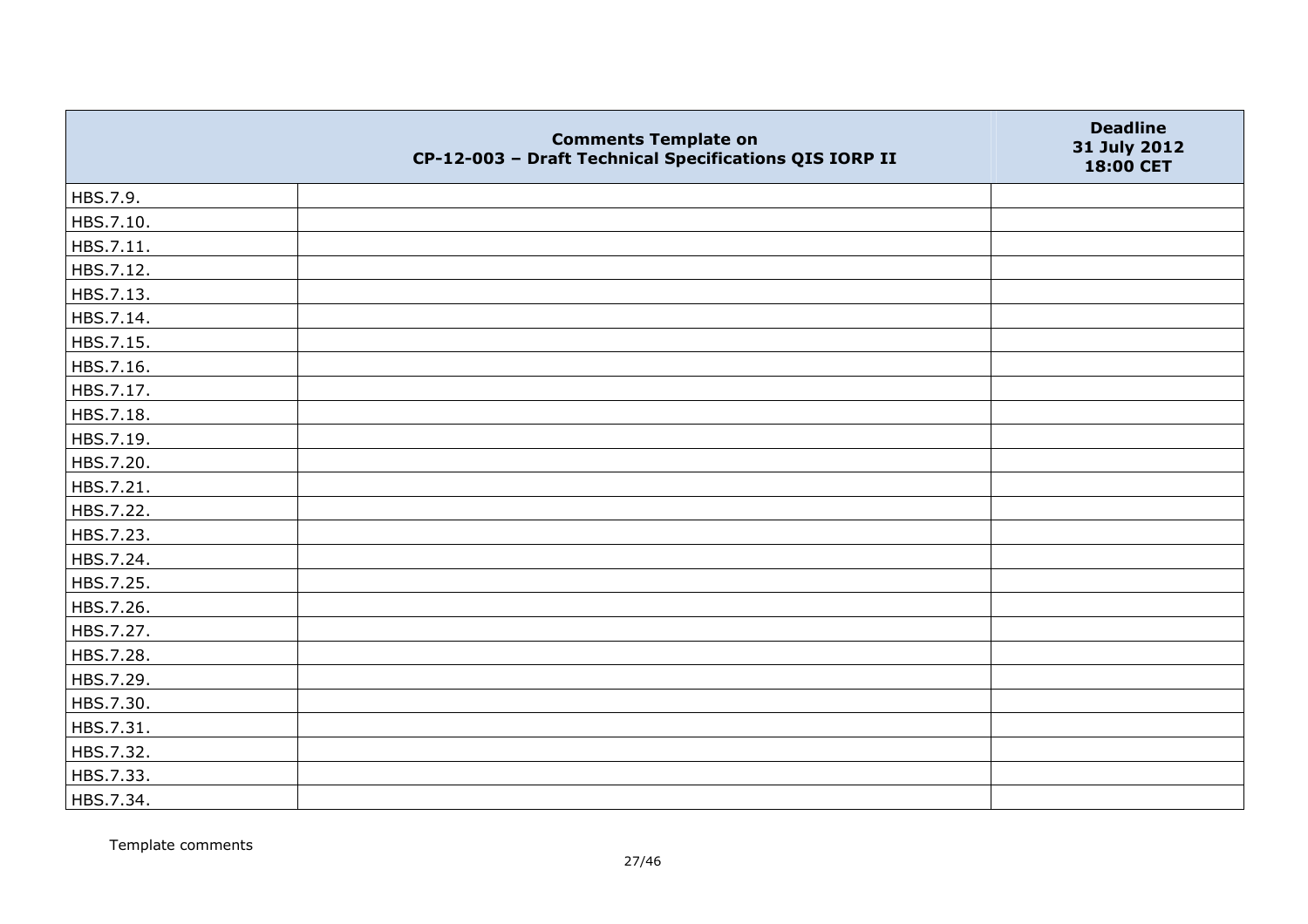| | Comments Template on CP-12-003 – Draft Technical Specifications QIS IORP II | Deadline 31 July 2012 18:00 CET |
|---|---|---|
| HBS.7.9. | | |
| HBS.7.10. | | |
| HBS.7.11. | | |
| HBS.7.12. | | |
| HBS.7.13. | | |
| HBS.7.14. | | |
| HBS.7.15. | | |
| HBS.7.16. | | |
| HBS.7.17. | | |
| HBS.7.18. | | |
| HBS.7.19. | | |
| HBS.7.20. | | |
| HBS.7.21. | | |
| HBS.7.22. | | |
| HBS.7.23. | | |
| HBS.7.24. | | |
| HBS.7.25. | | |
| HBS.7.26. | | |
| HBS.7.27. | | |
| HBS.7.28. | | |
| HBS.7.29. | | |
| HBS.7.30. | | |
| HBS.7.31. | | |
| HBS.7.32. | | |
| HBS.7.33. | | |
| HBS.7.34. | | |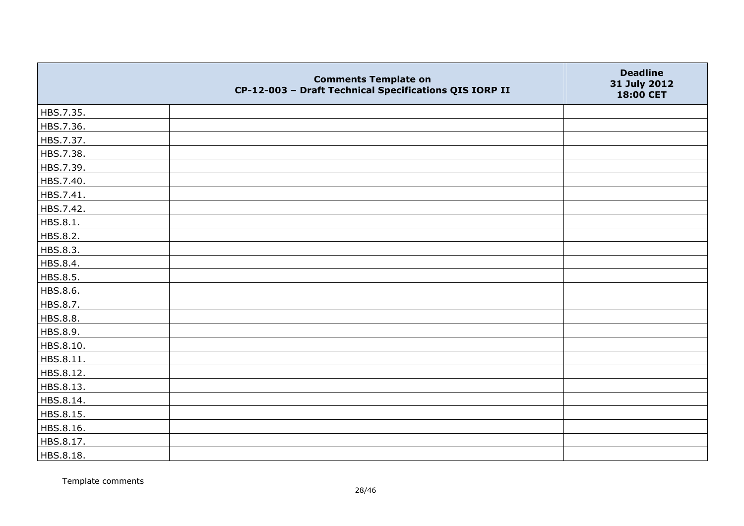|  | Comments Template on CP-12-003 – Draft Technical Specifications QIS IORP II | Deadline 31 July 2012 18:00 CET |
|---|---|---|
| HBS.7.35. |  |  |
| HBS.7.36. |  |  |
| HBS.7.37. |  |  |
| HBS.7.38. |  |  |
| HBS.7.39. |  |  |
| HBS.7.40. |  |  |
| HBS.7.41. |  |  |
| HBS.7.42. |  |  |
| HBS.8.1. |  |  |
| HBS.8.2. |  |  |
| HBS.8.3. |  |  |
| HBS.8.4. |  |  |
| HBS.8.5. |  |  |
| HBS.8.6. |  |  |
| HBS.8.7. |  |  |
| HBS.8.8. |  |  |
| HBS.8.9. |  |  |
| HBS.8.10. |  |  |
| HBS.8.11. |  |  |
| HBS.8.12. |  |  |
| HBS.8.13. |  |  |
| HBS.8.14. |  |  |
| HBS.8.15. |  |  |
| HBS.8.16. |  |  |
| HBS.8.17. |  |  |
| HBS.8.18. |  |  |

Template comments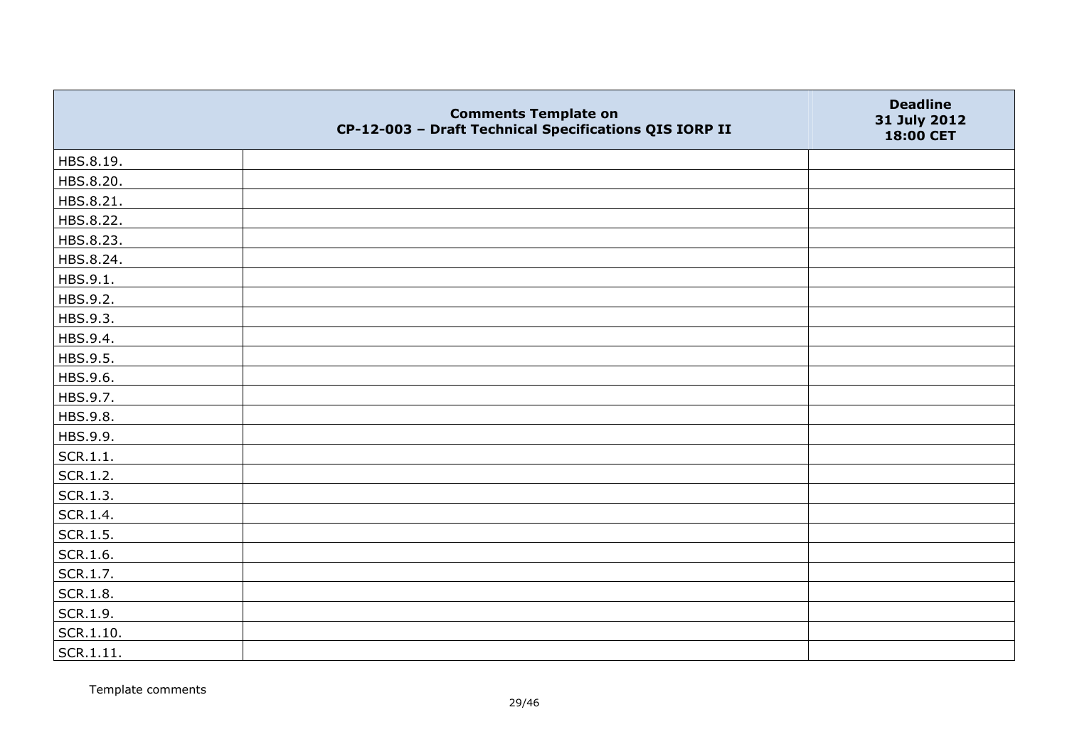| | Comments Template on CP-12-003 – Draft Technical Specifications QIS IORP II | Deadline 31 July 2012 18:00 CET |
|---|---|---|
| HBS.8.19. | | |
| HBS.8.20. | | |
| HBS.8.21. | | |
| HBS.8.22. | | |
| HBS.8.23. | | |
| HBS.8.24. | | |
| HBS.9.1. | | |
| HBS.9.2. | | |
| HBS.9.3. | | |
| HBS.9.4. | | |
| HBS.9.5. | | |
| HBS.9.6. | | |
| HBS.9.7. | | |
| HBS.9.8. | | |
| HBS.9.9. | | |
| SCR.1.1. | | |
| SCR.1.2. | | |
| SCR.1.3. | | |
| SCR.1.4. | | |
| SCR.1.5. | | |
| SCR.1.6. | | |
| SCR.1.7. | | |
| SCR.1.8. | | |
| SCR.1.9. | | |
| SCR.1.10. | | |
| SCR.1.11. | | |

Template comments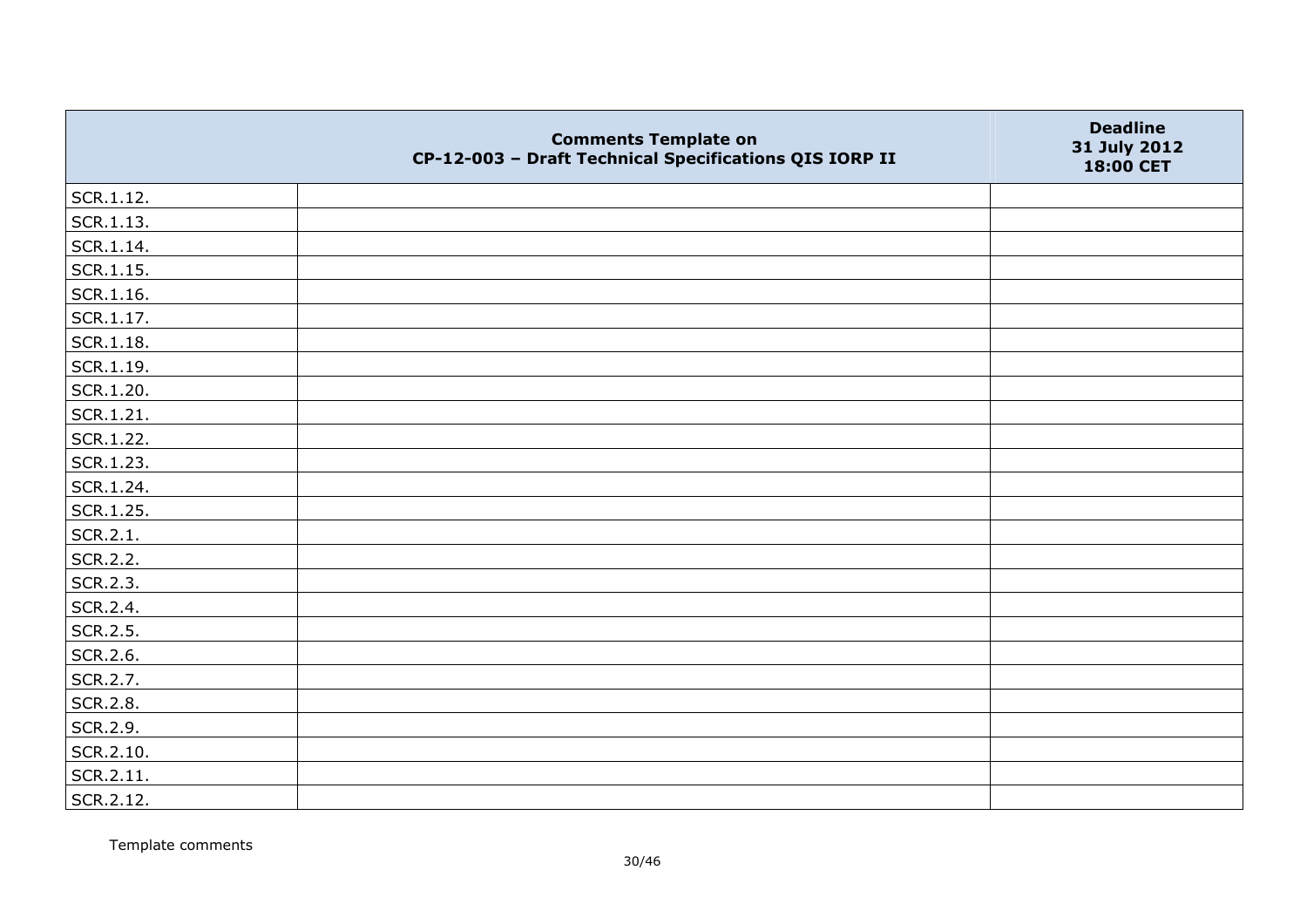| | Comments Template on CP-12-003 – Draft Technical Specifications QIS IORP II | Deadline 31 July 2012 18:00 CET |
| --- | --- | --- |
| SCR.1.12. | | |
| SCR.1.13. | | |
| SCR.1.14. | | |
| SCR.1.15. | | |
| SCR.1.16. | | |
| SCR.1.17. | | |
| SCR.1.18. | | |
| SCR.1.19. | | |
| SCR.1.20. | | |
| SCR.1.21. | | |
| SCR.1.22. | | |
| SCR.1.23. | | |
| SCR.1.24. | | |
| SCR.1.25. | | |
| SCR.2.1. | | |
| SCR.2.2. | | |
| SCR.2.3. | | |
| SCR.2.4. | | |
| SCR.2.5. | | |
| SCR.2.6. | | |
| SCR.2.7. | | |
| SCR.2.8. | | |
| SCR.2.9. | | |
| SCR.2.10. | | |
| SCR.2.11. | | |
| SCR.2.12. | | |

Template comments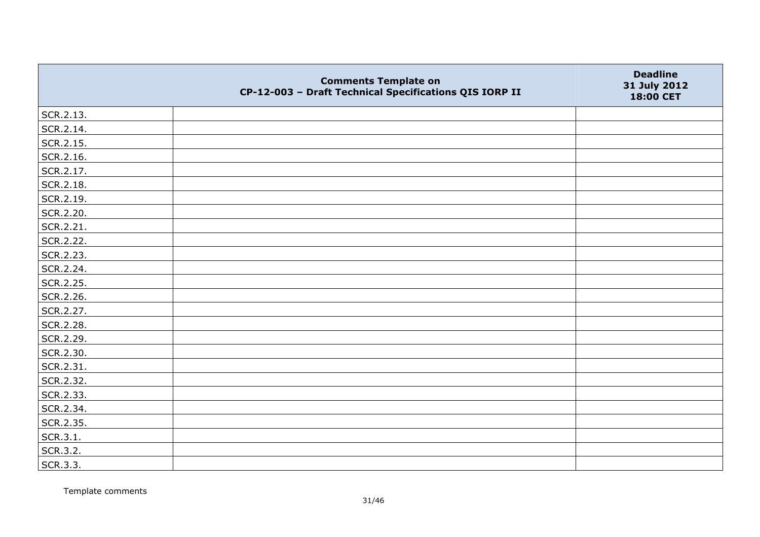| | Comments Template on CP-12-003 – Draft Technical Specifications QIS IORP II | Deadline 31 July 2012 18:00 CET |
|---|---|---|
| SCR.2.13. | | |
| SCR.2.14. | | |
| SCR.2.15. | | |
| SCR.2.16. | | |
| SCR.2.17. | | |
| SCR.2.18. | | |
| SCR.2.19. | | |
| SCR.2.20. | | |
| SCR.2.21. | | |
| SCR.2.22. | | |
| SCR.2.23. | | |
| SCR.2.24. | | |
| SCR.2.25. | | |
| SCR.2.26. | | |
| SCR.2.27. | | |
| SCR.2.28. | | |
| SCR.2.29. | | |
| SCR.2.30. | | |
| SCR.2.31. | | |
| SCR.2.32. | | |
| SCR.2.33. | | |
| SCR.2.34. | | |
| SCR.2.35. | | |
| SCR.3.1. | | |
| SCR.3.2. | | |
| SCR.3.3. | | |

Template comments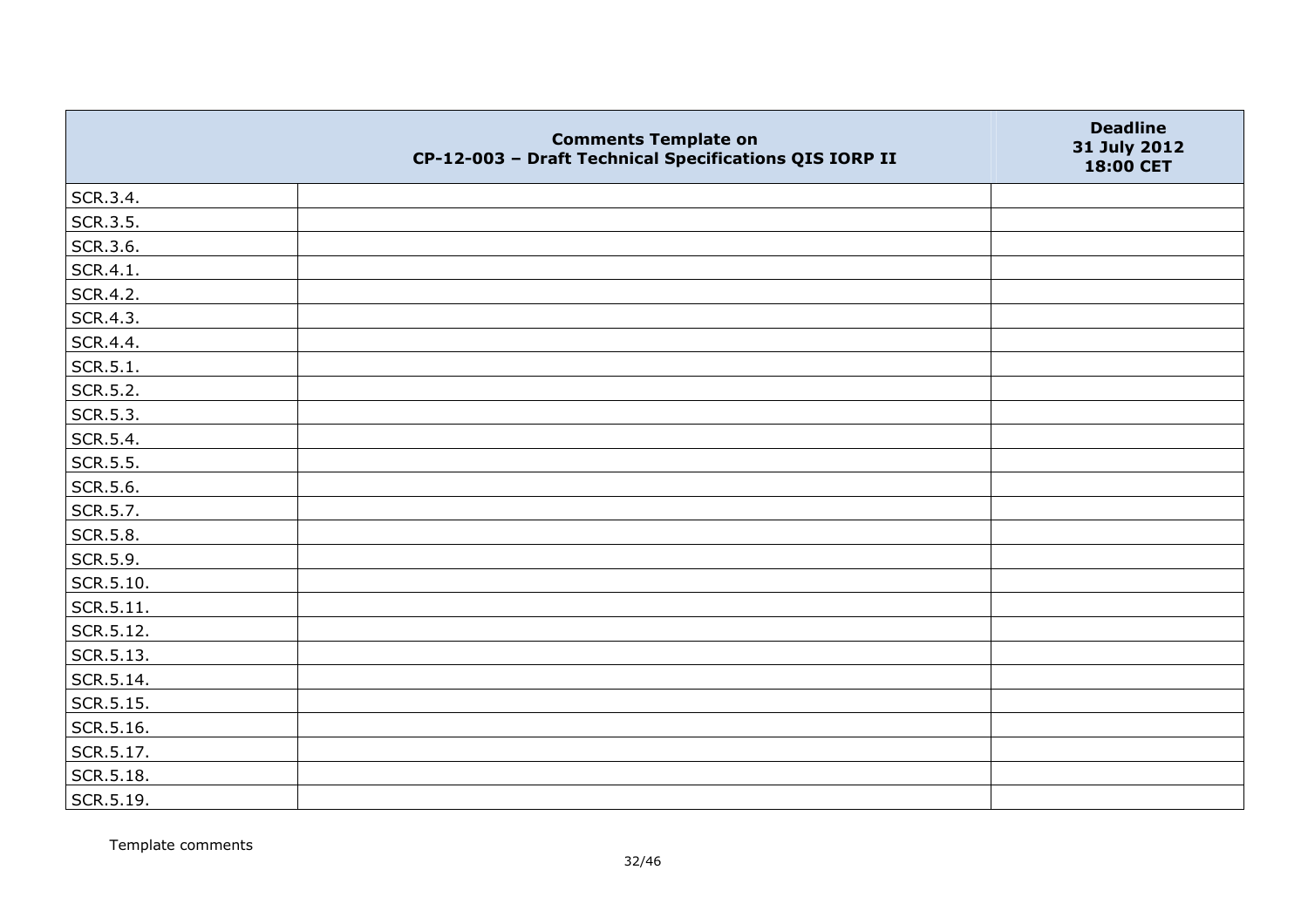|  | Comments Template on CP-12-003 – Draft Technical Specifications QIS IORP II | Deadline 31 July 2012 18:00 CET |
|---|---|---|
| SCR.3.4. |  |  |
| SCR.3.5. |  |  |
| SCR.3.6. |  |  |
| SCR.4.1. |  |  |
| SCR.4.2. |  |  |
| SCR.4.3. |  |  |
| SCR.4.4. |  |  |
| SCR.5.1. |  |  |
| SCR.5.2. |  |  |
| SCR.5.3. |  |  |
| SCR.5.4. |  |  |
| SCR.5.5. |  |  |
| SCR.5.6. |  |  |
| SCR.5.7. |  |  |
| SCR.5.8. |  |  |
| SCR.5.9. |  |  |
| SCR.5.10. |  |  |
| SCR.5.11. |  |  |
| SCR.5.12. |  |  |
| SCR.5.13. |  |  |
| SCR.5.14. |  |  |
| SCR.5.15. |  |  |
| SCR.5.16. |  |  |
| SCR.5.17. |  |  |
| SCR.5.18. |  |  |
| SCR.5.19. |  |  |

Template comments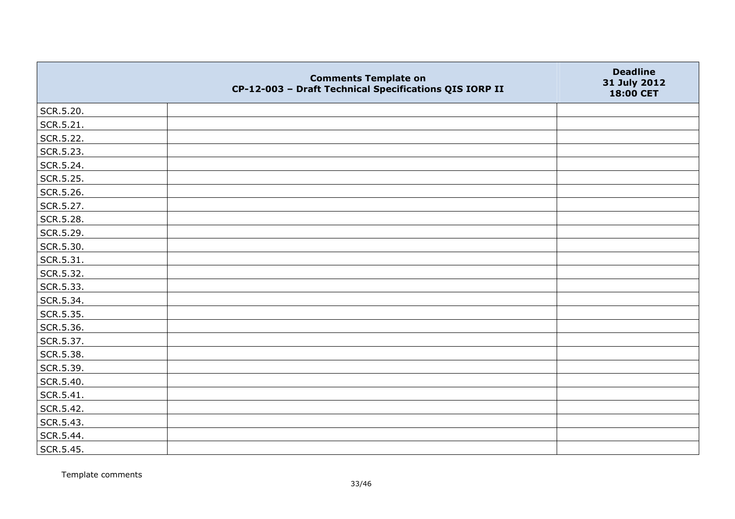|  | Comments Template on CP-12-003 – Draft Technical Specifications QIS IORP II | Deadline 31 July 2012 18:00 CET |
|---|---|---|
| SCR.5.20. |  |  |
| SCR.5.21. |  |  |
| SCR.5.22. |  |  |
| SCR.5.23. |  |  |
| SCR.5.24. |  |  |
| SCR.5.25. |  |  |
| SCR.5.26. |  |  |
| SCR.5.27. |  |  |
| SCR.5.28. |  |  |
| SCR.5.29. |  |  |
| SCR.5.30. |  |  |
| SCR.5.31. |  |  |
| SCR.5.32. |  |  |
| SCR.5.33. |  |  |
| SCR.5.34. |  |  |
| SCR.5.35. |  |  |
| SCR.5.36. |  |  |
| SCR.5.37. |  |  |
| SCR.5.38. |  |  |
| SCR.5.39. |  |  |
| SCR.5.40. |  |  |
| SCR.5.41. |  |  |
| SCR.5.42. |  |  |
| SCR.5.43. |  |  |
| SCR.5.44. |  |  |
| SCR.5.45. |  |  |

Template comments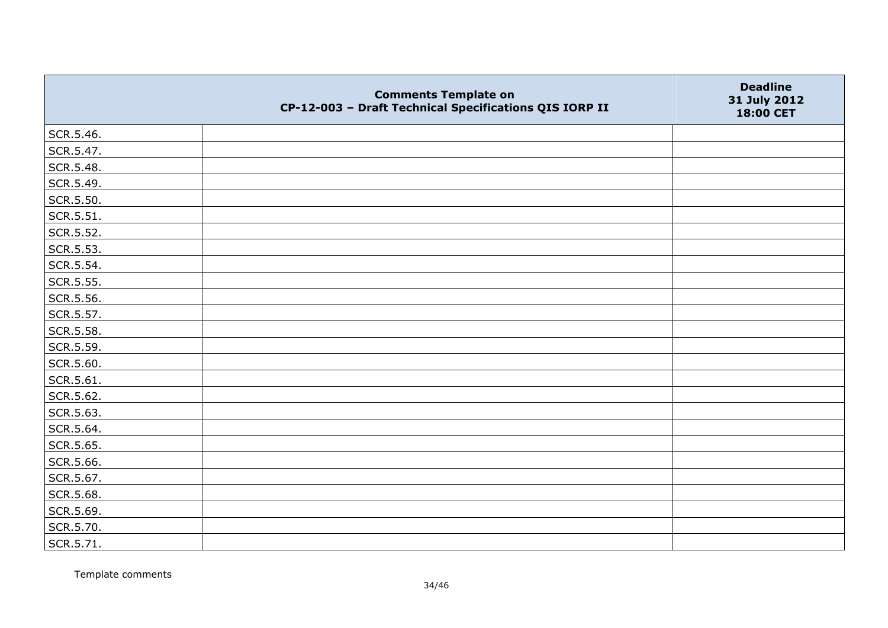| | Comments Template on CP-12-003 – Draft Technical Specifications QIS IORP II | Deadline 31 July 2012 18:00 CET |
|---|---|---|
| SCR.5.46. | | |
| SCR.5.47. | | |
| SCR.5.48. | | |
| SCR.5.49. | | |
| SCR.5.50. | | |
| SCR.5.51. | | |
| SCR.5.52. | | |
| SCR.5.53. | | |
| SCR.5.54. | | |
| SCR.5.55. | | |
| SCR.5.56. | | |
| SCR.5.57. | | |
| SCR.5.58. | | |
| SCR.5.59. | | |
| SCR.5.60. | | |
| SCR.5.61. | | |
| SCR.5.62. | | |
| SCR.5.63. | | |
| SCR.5.64. | | |
| SCR.5.65. | | |
| SCR.5.66. | | |
| SCR.5.67. | | |
| SCR.5.68. | | |
| SCR.5.69. | | |
| SCR.5.70. | | |
| SCR.5.71. | | |

Template comments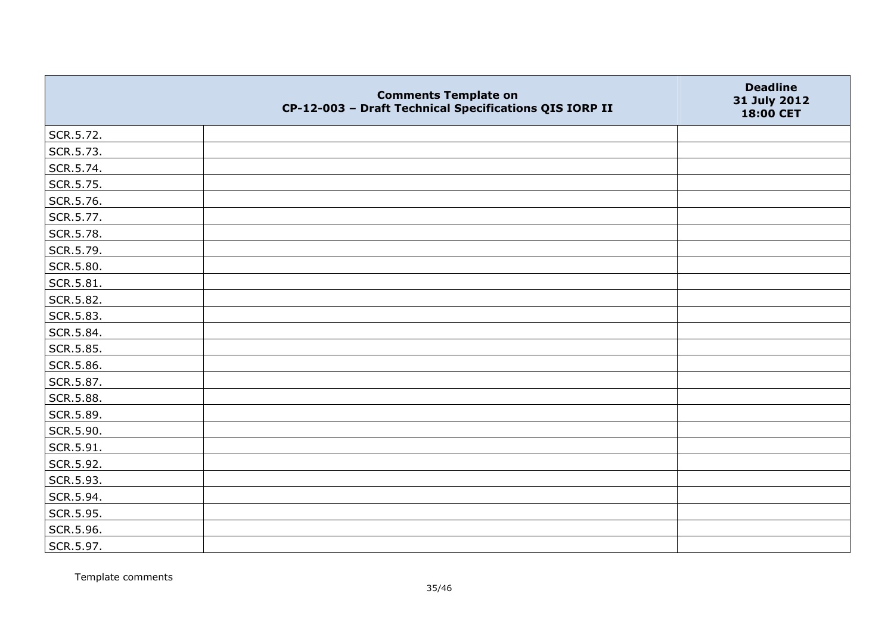| | Comments Template on CP-12-003 – Draft Technical Specifications QIS IORP II | Deadline 31 July 2012 18:00 CET |
|---|---|---|
| SCR.5.72. | | |
| SCR.5.73. | | |
| SCR.5.74. | | |
| SCR.5.75. | | |
| SCR.5.76. | | |
| SCR.5.77. | | |
| SCR.5.78. | | |
| SCR.5.79. | | |
| SCR.5.80. | | |
| SCR.5.81. | | |
| SCR.5.82. | | |
| SCR.5.83. | | |
| SCR.5.84. | | |
| SCR.5.85. | | |
| SCR.5.86. | | |
| SCR.5.87. | | |
| SCR.5.88. | | |
| SCR.5.89. | | |
| SCR.5.90. | | |
| SCR.5.91. | | |
| SCR.5.92. | | |
| SCR.5.93. | | |
| SCR.5.94. | | |
| SCR.5.95. | | |
| SCR.5.96. | | |
| SCR.5.97. | | |

Template comments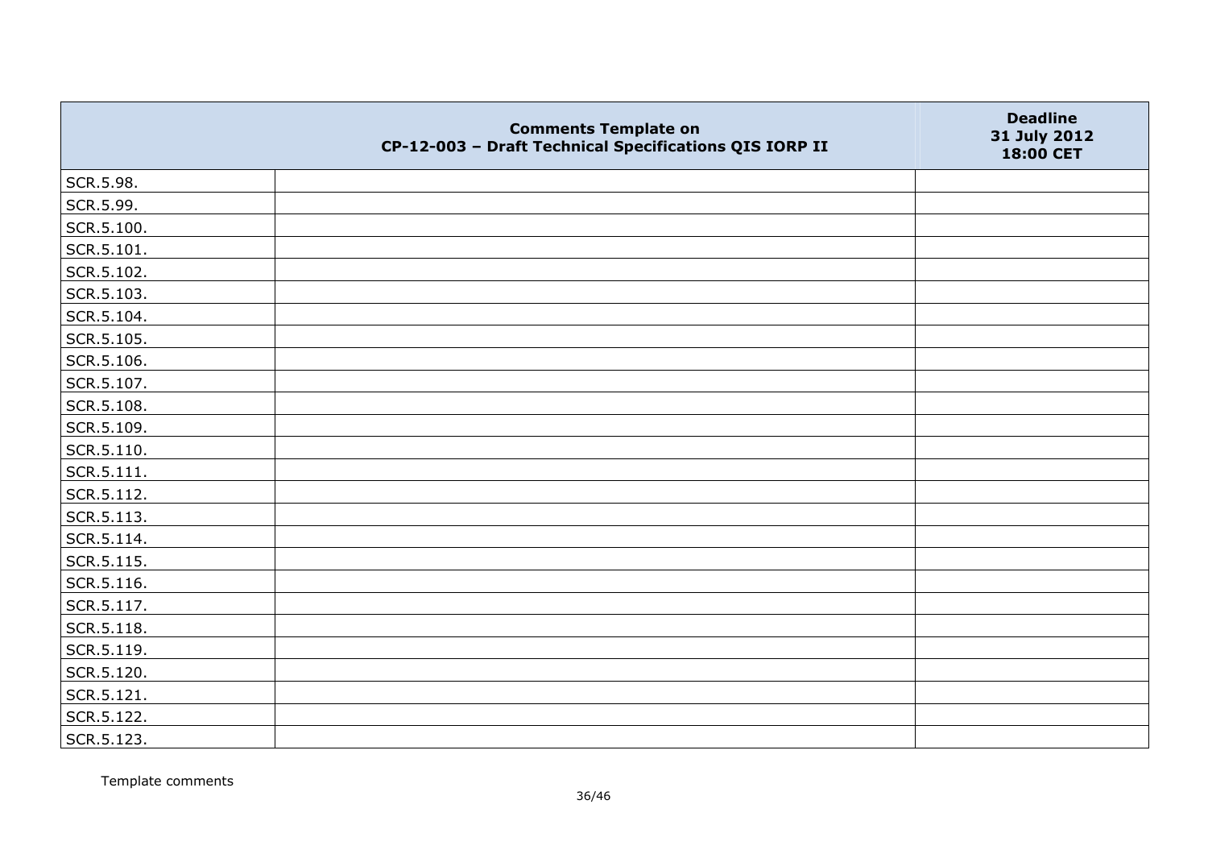|  | Comments Template on CP-12-003 – Draft Technical Specifications QIS IORP II | Deadline 31 July 2012 18:00 CET |
|---|---|---|
| SCR.5.98. |  |  |
| SCR.5.99. |  |  |
| SCR.5.100. |  |  |
| SCR.5.101. |  |  |
| SCR.5.102. |  |  |
| SCR.5.103. |  |  |
| SCR.5.104. |  |  |
| SCR.5.105. |  |  |
| SCR.5.106. |  |  |
| SCR.5.107. |  |  |
| SCR.5.108. |  |  |
| SCR.5.109. |  |  |
| SCR.5.110. |  |  |
| SCR.5.111. |  |  |
| SCR.5.112. |  |  |
| SCR.5.113. |  |  |
| SCR.5.114. |  |  |
| SCR.5.115. |  |  |
| SCR.5.116. |  |  |
| SCR.5.117. |  |  |
| SCR.5.118. |  |  |
| SCR.5.119. |  |  |
| SCR.5.120. |  |  |
| SCR.5.121. |  |  |
| SCR.5.122. |  |  |
| SCR.5.123. |  |  |

Template comments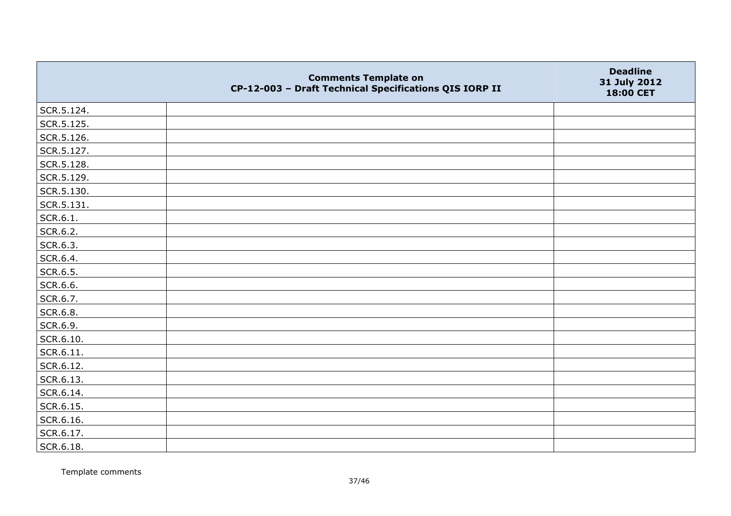| | Comments Template on CP-12-003 – Draft Technical Specifications QIS IORP II | Deadline 31 July 2012 18:00 CET |
|---|---|---|
| SCR.5.124. | | |
| SCR.5.125. | | |
| SCR.5.126. | | |
| SCR.5.127. | | |
| SCR.5.128. | | |
| SCR.5.129. | | |
| SCR.5.130. | | |
| SCR.5.131. | | |
| SCR.6.1. | | |
| SCR.6.2. | | |
| SCR.6.3. | | |
| SCR.6.4. | | |
| SCR.6.5. | | |
| SCR.6.6. | | |
| SCR.6.7. | | |
| SCR.6.8. | | |
| SCR.6.9. | | |
| SCR.6.10. | | |
| SCR.6.11. | | |
| SCR.6.12. | | |
| SCR.6.13. | | |
| SCR.6.14. | | |
| SCR.6.15. | | |
| SCR.6.16. | | |
| SCR.6.17. | | |
| SCR.6.18. | | |

Template comments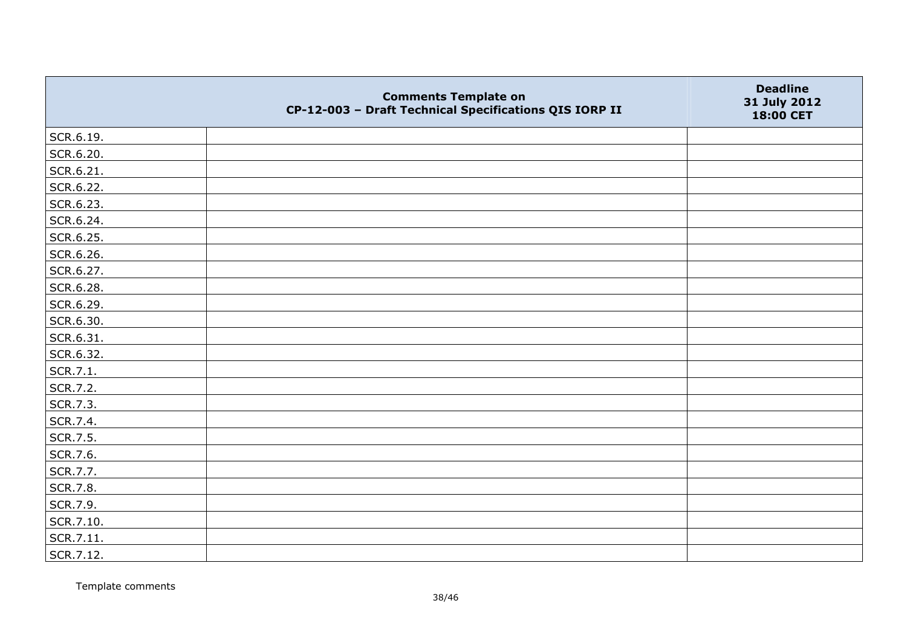|  | Comments Template on CP-12-003 – Draft Technical Specifications QIS IORP II | Deadline 31 July 2012 18:00 CET |
|---|---|---|
| SCR.6.19. |  |  |
| SCR.6.20. |  |  |
| SCR.6.21. |  |  |
| SCR.6.22. |  |  |
| SCR.6.23. |  |  |
| SCR.6.24. |  |  |
| SCR.6.25. |  |  |
| SCR.6.26. |  |  |
| SCR.6.27. |  |  |
| SCR.6.28. |  |  |
| SCR.6.29. |  |  |
| SCR.6.30. |  |  |
| SCR.6.31. |  |  |
| SCR.6.32. |  |  |
| SCR.7.1. |  |  |
| SCR.7.2. |  |  |
| SCR.7.3. |  |  |
| SCR.7.4. |  |  |
| SCR.7.5. |  |  |
| SCR.7.6. |  |  |
| SCR.7.7. |  |  |
| SCR.7.8. |  |  |
| SCR.7.9. |  |  |
| SCR.7.10. |  |  |
| SCR.7.11. |  |  |
| SCR.7.12. |  |  |

Template comments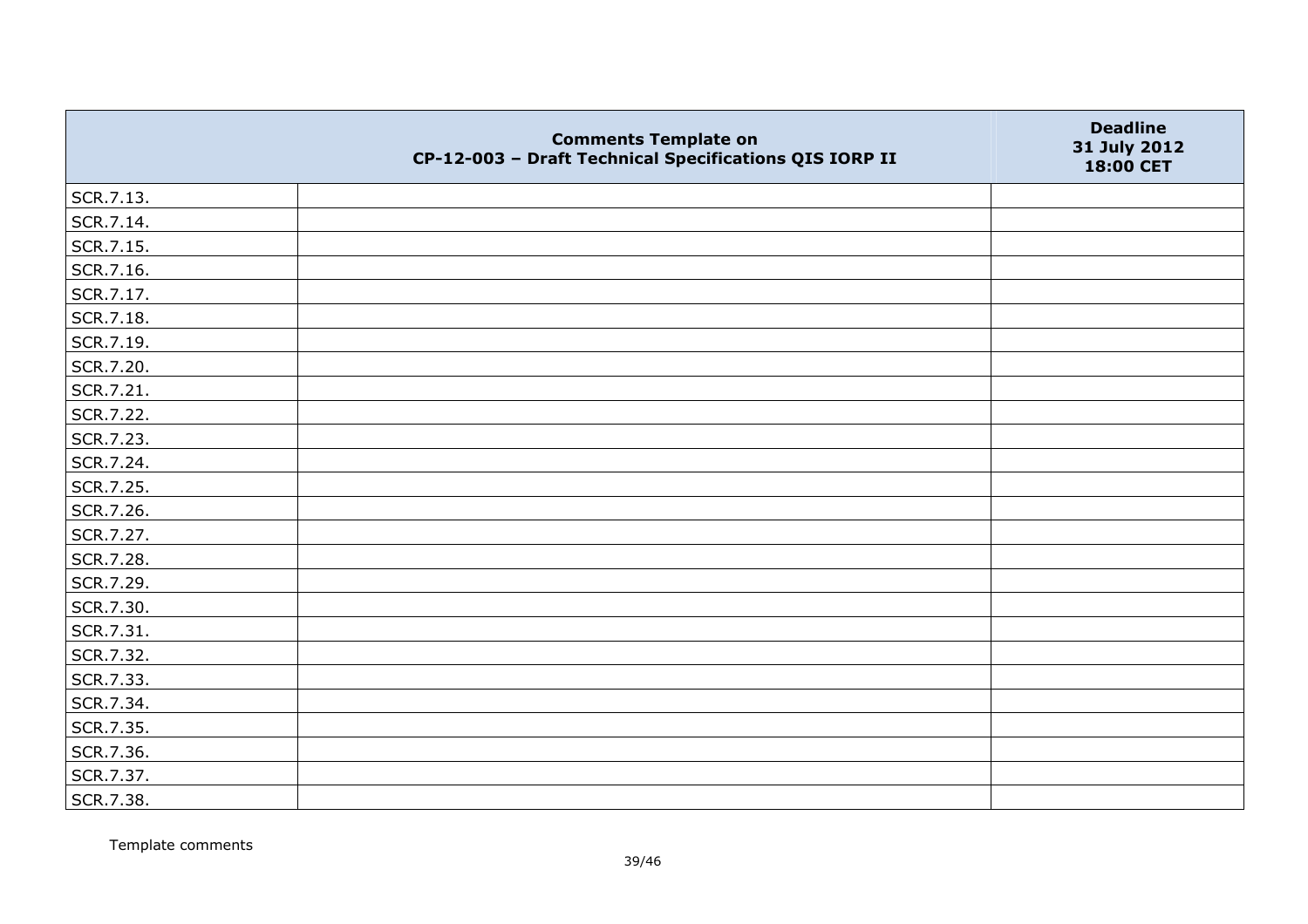|  | Comments Template on CP-12-003 – Draft Technical Specifications QIS IORP II | Deadline 31 July 2012 18:00 CET |
|---|---|---|
| SCR.7.13. |  |  |
| SCR.7.14. |  |  |
| SCR.7.15. |  |  |
| SCR.7.16. |  |  |
| SCR.7.17. |  |  |
| SCR.7.18. |  |  |
| SCR.7.19. |  |  |
| SCR.7.20. |  |  |
| SCR.7.21. |  |  |
| SCR.7.22. |  |  |
| SCR.7.23. |  |  |
| SCR.7.24. |  |  |
| SCR.7.25. |  |  |
| SCR.7.26. |  |  |
| SCR.7.27. |  |  |
| SCR.7.28. |  |  |
| SCR.7.29. |  |  |
| SCR.7.30. |  |  |
| SCR.7.31. |  |  |
| SCR.7.32. |  |  |
| SCR.7.33. |  |  |
| SCR.7.34. |  |  |
| SCR.7.35. |  |  |
| SCR.7.36. |  |  |
| SCR.7.37. |  |  |
| SCR.7.38. |  |  |

Template comments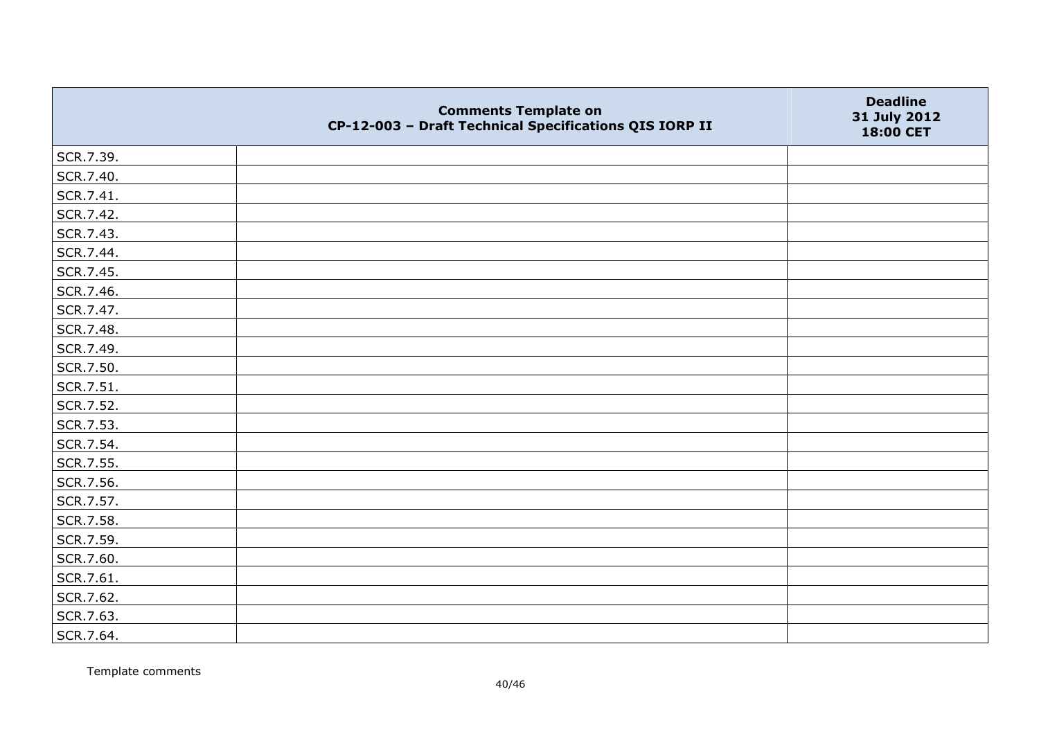| | Comments Template on CP-12-003 – Draft Technical Specifications QIS IORP II | Deadline 31 July 2012 18:00 CET |
|---|---|---|
| SCR.7.39. | | |
| SCR.7.40. | | |
| SCR.7.41. | | |
| SCR.7.42. | | |
| SCR.7.43. | | |
| SCR.7.44. | | |
| SCR.7.45. | | |
| SCR.7.46. | | |
| SCR.7.47. | | |
| SCR.7.48. | | |
| SCR.7.49. | | |
| SCR.7.50. | | |
| SCR.7.51. | | |
| SCR.7.52. | | |
| SCR.7.53. | | |
| SCR.7.54. | | |
| SCR.7.55. | | |
| SCR.7.56. | | |
| SCR.7.57. | | |
| SCR.7.58. | | |
| SCR.7.59. | | |
| SCR.7.60. | | |
| SCR.7.61. | | |
| SCR.7.62. | | |
| SCR.7.63. | | |
| SCR.7.64. | | |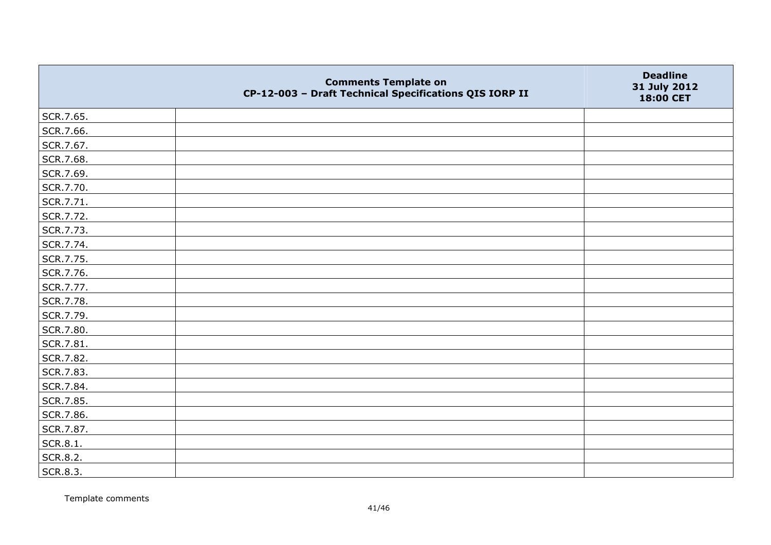| | Comments Template on CP-12-003 – Draft Technical Specifications QIS IORP II | Deadline 31 July 2012 18:00 CET |
|---|---|---|
| SCR.7.65. | | |
| SCR.7.66. | | |
| SCR.7.67. | | |
| SCR.7.68. | | |
| SCR.7.69. | | |
| SCR.7.70. | | |
| SCR.7.71. | | |
| SCR.7.72. | | |
| SCR.7.73. | | |
| SCR.7.74. | | |
| SCR.7.75. | | |
| SCR.7.76. | | |
| SCR.7.77. | | |
| SCR.7.78. | | |
| SCR.7.79. | | |
| SCR.7.80. | | |
| SCR.7.81. | | |
| SCR.7.82. | | |
| SCR.7.83. | | |
| SCR.7.84. | | |
| SCR.7.85. | | |
| SCR.7.86. | | |
| SCR.7.87. | | |
| SCR.8.1. | | |
| SCR.8.2. | | |
| SCR.8.3. | | |

Template comments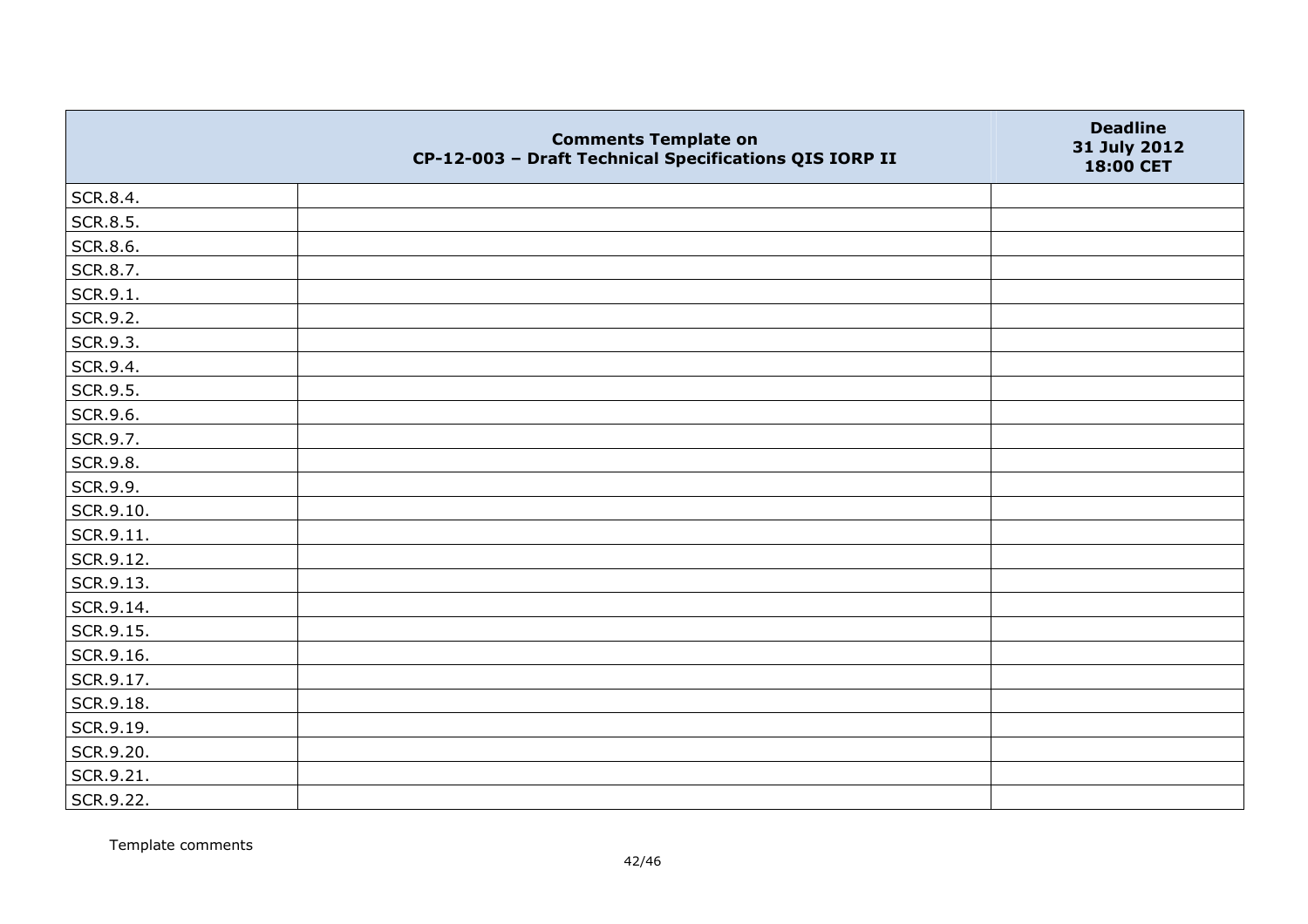| | Comments Template on CP-12-003 – Draft Technical Specifications QIS IORP II | Deadline 31 July 2012 18:00 CET |
|---|---|---|
| SCR.8.4. | | |
| SCR.8.5. | | |
| SCR.8.6. | | |
| SCR.8.7. | | |
| SCR.9.1. | | |
| SCR.9.2. | | |
| SCR.9.3. | | |
| SCR.9.4. | | |
| SCR.9.5. | | |
| SCR.9.6. | | |
| SCR.9.7. | | |
| SCR.9.8. | | |
| SCR.9.9. | | |
| SCR.9.10. | | |
| SCR.9.11. | | |
| SCR.9.12. | | |
| SCR.9.13. | | |
| SCR.9.14. | | |
| SCR.9.15. | | |
| SCR.9.16. | | |
| SCR.9.17. | | |
| SCR.9.18. | | |
| SCR.9.19. | | |
| SCR.9.20. | | |
| SCR.9.21. | | |
| SCR.9.22. | | |

Template comments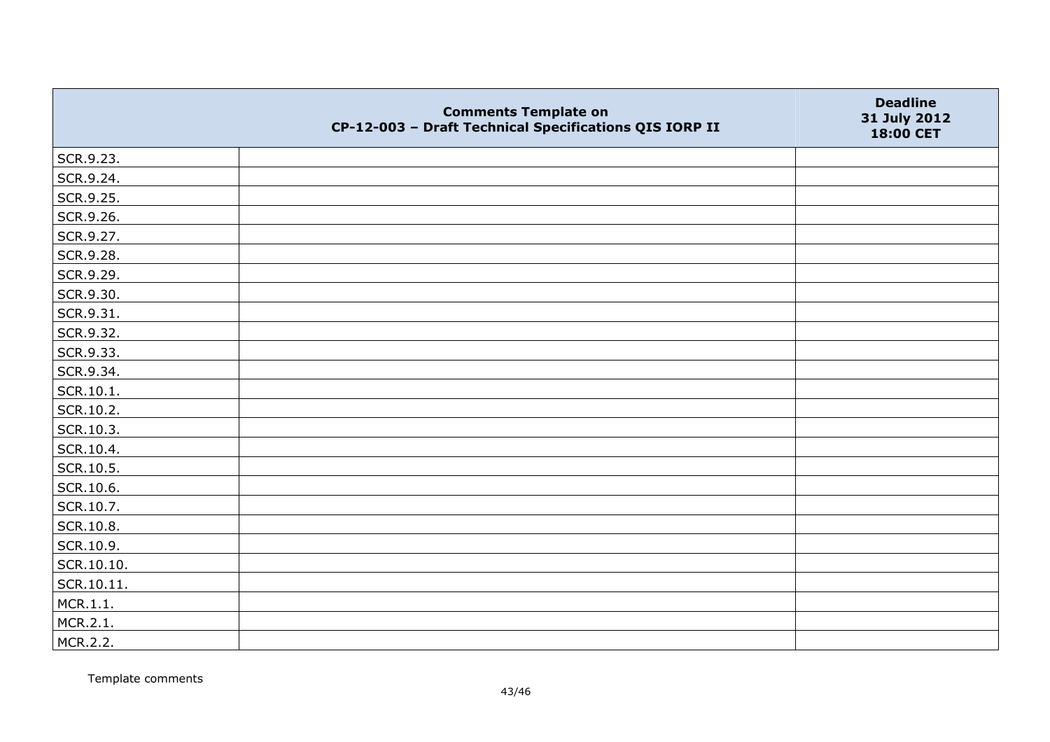| | Comments Template on<br>CP-12-003 – Draft Technical Specifications QIS IORP II | Deadline<br>31 July 2012<br>18:00 CET |
|---|---|---|
| SCR.9.23. | | |
| SCR.9.24. | | |
| SCR.9.25. | | |
| SCR.9.26. | | |
| SCR.9.27. | | |
| SCR.9.28. | | |
| SCR.9.29. | | |
| SCR.9.30. | | |
| SCR.9.31. | | |
| SCR.9.32. | | |
| SCR.9.33. | | |
| SCR.9.34. | | |
| SCR.10.1. | | |
| SCR.10.2. | | |
| SCR.10.3. | | |
| SCR.10.4. | | |
| SCR.10.5. | | |
| SCR.10.6. | | |
| SCR.10.7. | | |
| SCR.10.8. | | |
| SCR.10.9. | | |
| SCR.10.10. | | |
| SCR.10.11. | | |
| MCR.1.1. | | |
| MCR.2.1. | | |
| MCR.2.2. | | |

Template comments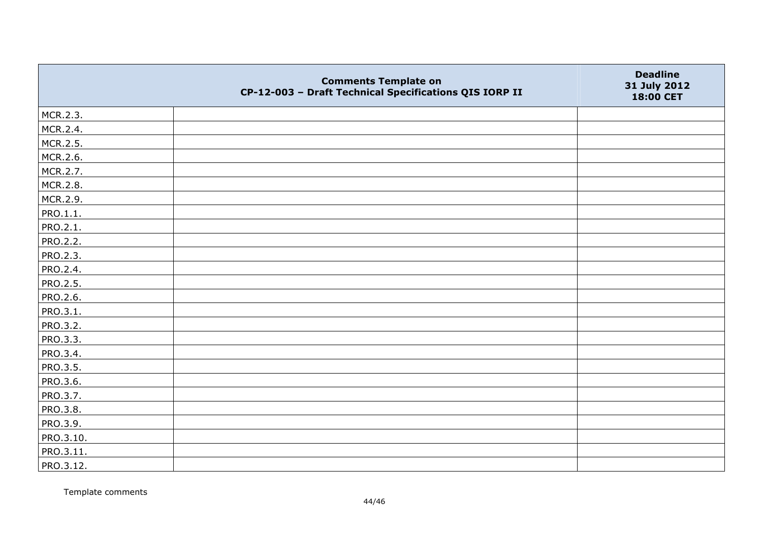| | Comments Template on CP-12-003 – Draft Technical Specifications QIS IORP II | Deadline 31 July 2012 18:00 CET |
|---|---|---|
| MCR.2.3. | | |
| MCR.2.4. | | |
| MCR.2.5. | | |
| MCR.2.6. | | |
| MCR.2.7. | | |
| MCR.2.8. | | |
| MCR.2.9. | | |
| PRO.1.1. | | |
| PRO.2.1. | | |
| PRO.2.2. | | |
| PRO.2.3. | | |
| PRO.2.4. | | |
| PRO.2.5. | | |
| PRO.2.6. | | |
| PRO.3.1. | | |
| PRO.3.2. | | |
| PRO.3.3. | | |
| PRO.3.4. | | |
| PRO.3.5. | | |
| PRO.3.6. | | |
| PRO.3.7. | | |
| PRO.3.8. | | |
| PRO.3.9. | | |
| PRO.3.10. | | |
| PRO.3.11. | | |
| PRO.3.12. | | |

Template comments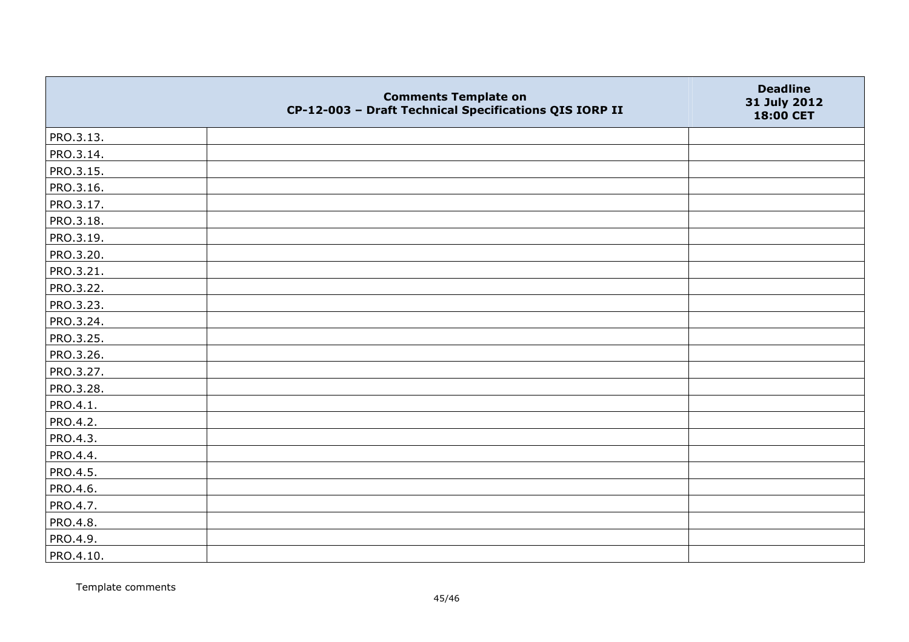|  | Comments Template on CP-12-003 – Draft Technical Specifications QIS IORP II | Deadline 31 July 2012 18:00 CET |
|---|---|---|
| PRO.3.13. |  |  |
| PRO.3.14. |  |  |
| PRO.3.15. |  |  |
| PRO.3.16. |  |  |
| PRO.3.17. |  |  |
| PRO.3.18. |  |  |
| PRO.3.19. |  |  |
| PRO.3.20. |  |  |
| PRO.3.21. |  |  |
| PRO.3.22. |  |  |
| PRO.3.23. |  |  |
| PRO.3.24. |  |  |
| PRO.3.25. |  |  |
| PRO.3.26. |  |  |
| PRO.3.27. |  |  |
| PRO.3.28. |  |  |
| PRO.4.1. |  |  |
| PRO.4.2. |  |  |
| PRO.4.3. |  |  |
| PRO.4.4. |  |  |
| PRO.4.5. |  |  |
| PRO.4.6. |  |  |
| PRO.4.7. |  |  |
| PRO.4.8. |  |  |
| PRO.4.9. |  |  |
| PRO.4.10. |  |  |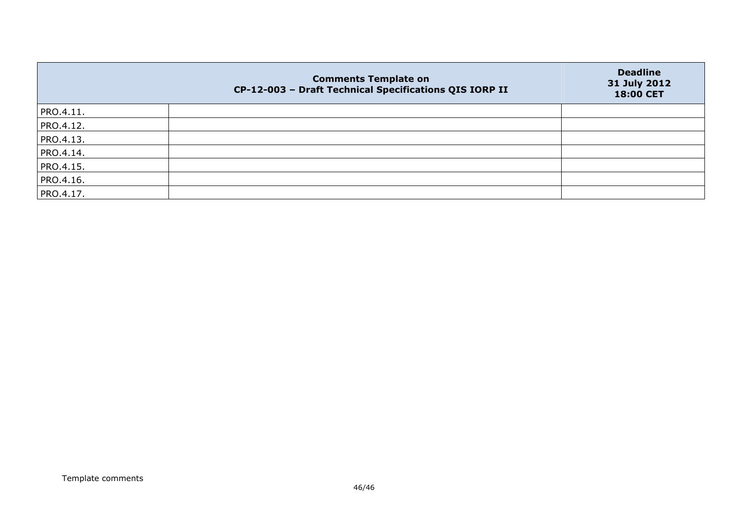| | Comments Template on CP-12-003 – Draft Technical Specifications QIS IORP II | Deadline 31 July 2012 18:00 CET |
|---|---|---|
| PRO.4.11. | | |
| PRO.4.12. | | |
| PRO.4.13. | | |
| PRO.4.14. | | |
| PRO.4.15. | | |
| PRO.4.16. | | |
| PRO.4.17. | | |

Template comments